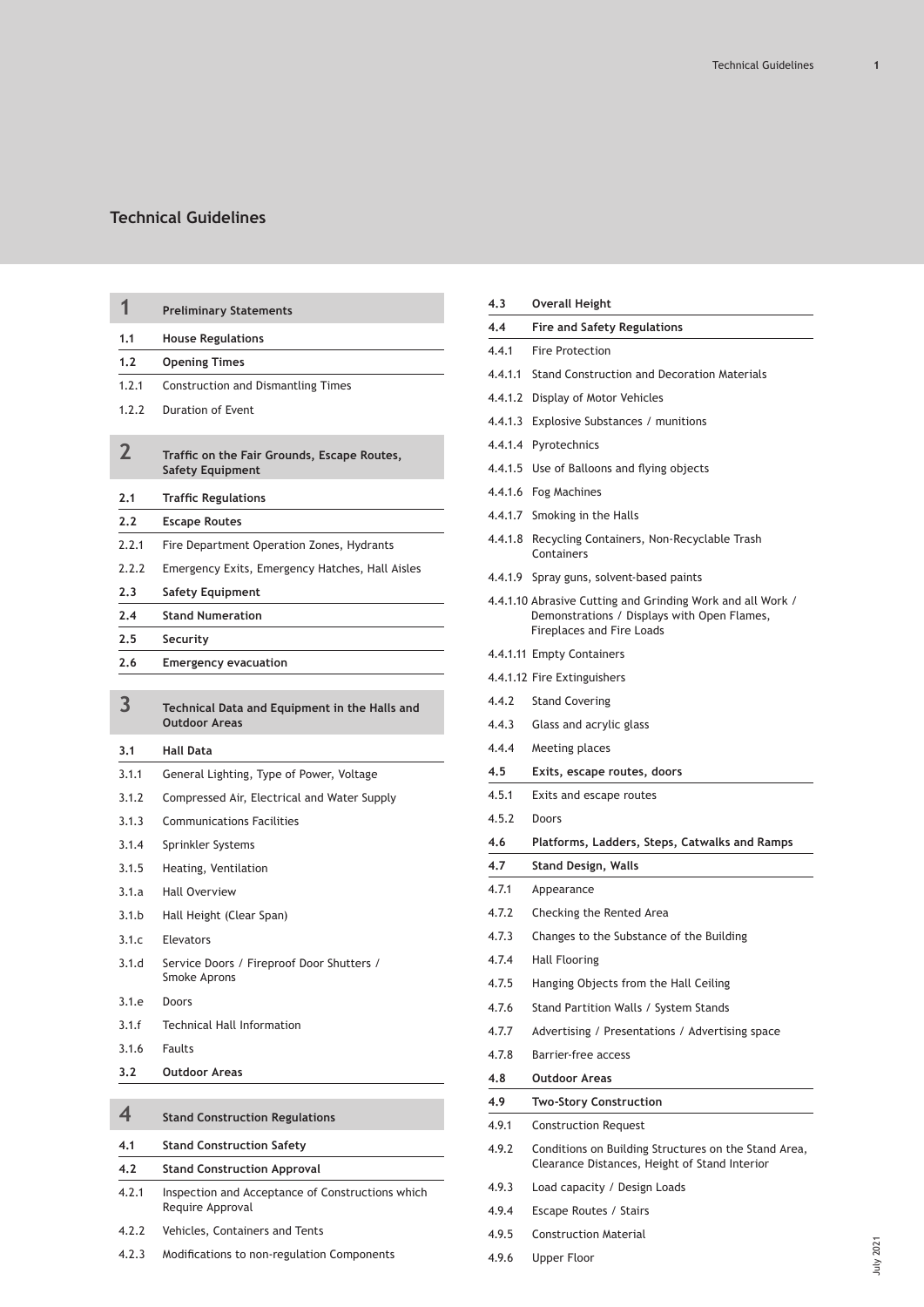# Technical Guidelines

**1 Preliminary Statements**

**1.1 House Regulations**

**1.2 Opening Times**

1.2.1 Construction and Dismantling Times

1.2.2 Duration of Event

**2 Traffic on the Fair Grounds, Escape Routes, Safety Equipment**

**2.1 Traffic Regulations**

**2.2 Escape Routes**

2.2.1 Fire Department Operation Zones, Hydrants

2.2.2 Emergency Exits, Emergency Hatches, Hall Aisles

**2.3 Safety Equipment**

**2.4 Stand Numeration**

**2.5 Security**

**2.6 Emergency evacuation**

**3 Technical Data and Equipment in the Halls and Outdoor Areas**

**3.1 Hall Data**

3.1.1 General Lighting, Type of Power, Voltage

3.1.2 Compressed Air, Electrical and Water Supply

3.1.3 Communications Facilities

3.1.4 Sprinkler Systems

3.1.5 Heating, Ventilation

3.1.a Hall Overview

3.1.b Hall Height (Clear Span)

3.1.c Elevators

3.1.d Service Doors / Fireproof Door Shutters / Smoke Aprons

3.1.e Doors

3.1.f Technical Hall Information

3.1.6 Faults

**3.2 Outdoor Areas**

**4 Stand Construction Regulations**

**4.1 Stand Construction Safety**

**4.2 Stand Construction Approval**

4.2.1 Inspection and Acceptance of Constructions which Require Approval

4.2.2 Vehicles, Containers and Tents

4.2.3 Modifications to non-regulation Components

**4.3 Overall Height**

**4.4 Fire and Safety Regulations**

4.4.1 Fire Protection

4.4.1.1 Stand Construction and Decoration Materials

4.4.1.2 Display of Motor Vehicles

4.4.1.3 Explosive Substances / munitions

4.4.1.4 Pyrotechnics

4.4.1.5 Use of Balloons and flying objects

4.4.1.6 Fog Machines

4.4.1.7 Smoking in the Halls

4.4.1.8 Recycling Containers, Non-Recyclable Trash Containers

4.4.1.9 Spray guns, solvent-based paints

4.4.1.10 Abrasive Cutting and Grinding Work and all Work / Demonstrations / Displays with Open Flames, Fireplaces and Fire Loads

4.4.1.11 Empty Containers

4.4.1.12 Fire Extinguishers

4.4.2 Stand Covering

4.4.3 Glass and acrylic glass

4.4.4 Meeting places

**4.5 Exits, escape routes, doors**

4.5.1 Exits and escape routes

4.5.2 Doors

**4.6 Platforms, Ladders, Steps, Catwalks and Ramps**

**4.7 Stand Design, Walls**

4.7.1 Appearance

4.7.2 Checking the Rented Area

4.7.3 Changes to the Substance of the Building

4.7.4 Hall Flooring

4.7.5 Hanging Objects from the Hall Ceiling

4.7.6 Stand Partition Walls / System Stands

4.7.7 Advertising / Presentations / Advertising space

4.7.8 Barrier-free access

**4.8 Outdoor Areas**

**4.9 Two-Story Construction**

4.9.1 Construction Request

4.9.2 Conditions on Building Structures on the Stand Area, Clearance Distances, Height of Stand Interior

4.9.3 Load capacity / Design Loads

4.9.4 Escape Routes / Stairs

4.9.5 Construction Material

4.9.6 Upper Floor

July 2021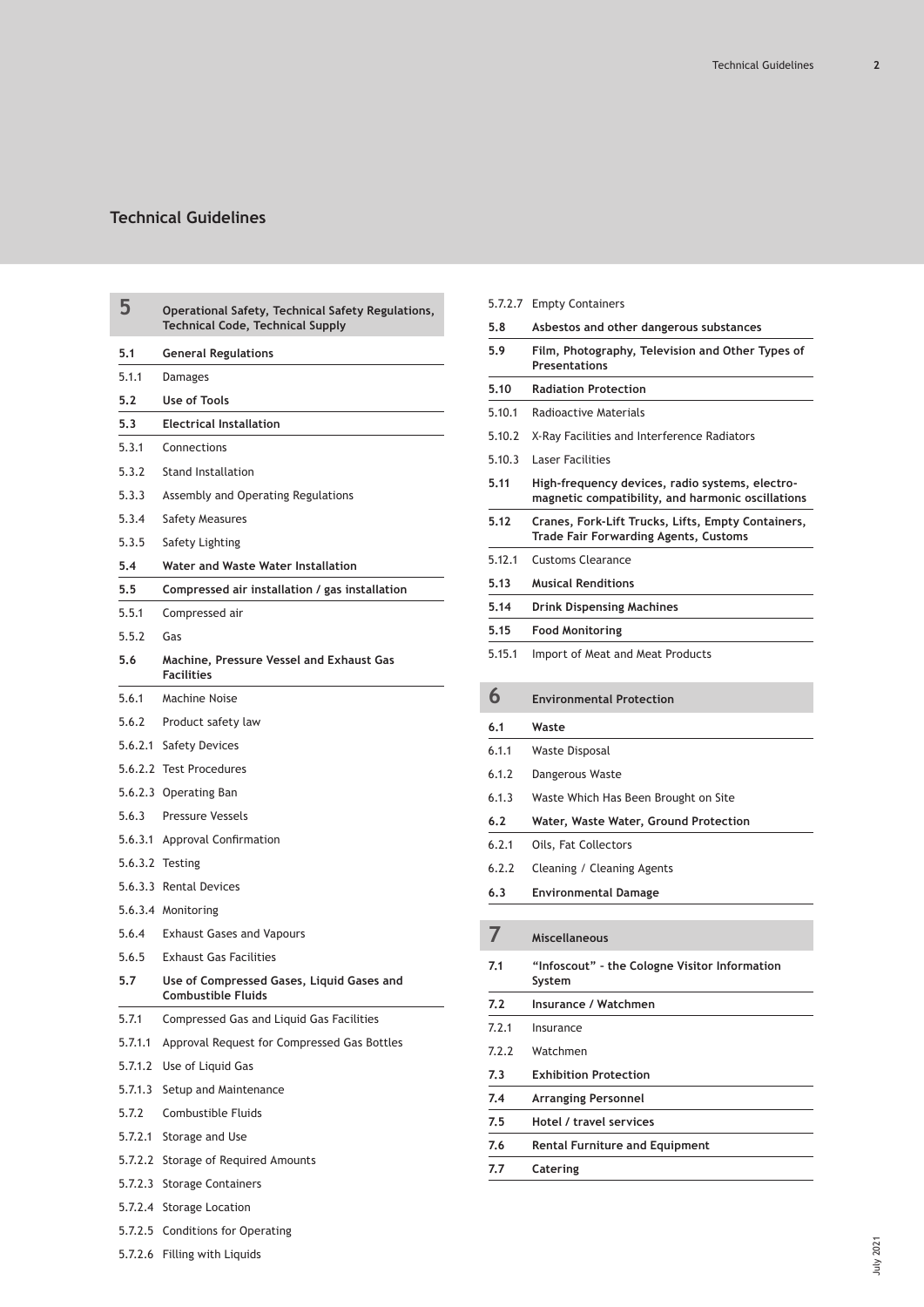# Technical Guidelines

| | |
|---|---|
| **5** | **Operational Safety, Technical Safety Regulations, Technical Code, Technical Supply** |
| **5.1** | **General Regulations** |
| 5.1.1 | Damages |
| **5.2** | **Use of Tools** |
| **5.3** | **Electrical Installation** |
| 5.3.1 | Connections |
| 5.3.2 | Stand Installation |
| 5.3.3 | Assembly and Operating Regulations |
| 5.3.4 | Safety Measures |
| 5.3.5 | Safety Lighting |
| **5.4** | **Water and Waste Water Installation** |
| **5.5** | **Compressed air installation / gas installation** |
| 5.5.1 | Compressed air |
| 5.5.2 | Gas |
| **5.6** | **Machine, Pressure Vessel and Exhaust Gas Facilities** |
| 5.6.1 | Machine Noise |
| 5.6.2 | Product safety law |
| 5.6.2.1 | Safety Devices |
| 5.6.2.2 | Test Procedures |
| 5.6.2.3 | Operating Ban |
| 5.6.3 | Pressure Vessels |
| 5.6.3.1 | Approval Confirmation |
| 5.6.3.2 | Testing |
| 5.6.3.3 | Rental Devices |
| 5.6.3.4 | Monitoring |
| 5.6.4 | Exhaust Gases and Vapours |
| 5.6.5 | Exhaust Gas Facilities |
| **5.7** | **Use of Compressed Gases, Liquid Gases and Combustible Fluids** |
| 5.7.1 | Compressed Gas and Liquid Gas Facilities |
| 5.7.1.1 | Approval Request for Compressed Gas Bottles |
| 5.7.1.2 | Use of Liquid Gas |
| 5.7.1.3 | Setup and Maintenance |
| 5.7.2 | Combustible Fluids |
| 5.7.2.1 | Storage and Use |
| 5.7.2.2 | Storage of Required Amounts |
| 5.7.2.3 | Storage Containers |
| 5.7.2.4 | Storage Location |
| 5.7.2.5 | Conditions for Operating |
| 5.7.2.6 | Filling with Liquids |
| 5.7.2.7 | Empty Containers |
| **5.8** | **Asbestos and other dangerous substances** |
| **5.9** | **Film, Photography, Television and Other Types of Presentations** |
| **5.10** | **Radiation Protection** |
| 5.10.1 | Radioactive Materials |
| 5.10.2 | X-Ray Facilities and Interference Radiators |
| 5.10.3 | Laser Facilities |
| **5.11** | **High-frequency devices, radio systems, electro-magnetic compatibility, and harmonic oscillations** |
| **5.12** | **Cranes, Fork-Lift Trucks, Lifts, Empty Containers, Trade Fair Forwarding Agents, Customs** |
| 5.12.1 | Customs Clearance |
| **5.13** | **Musical Renditions** |
| **5.14** | **Drink Dispensing Machines** |
| **5.15** | **Food Monitoring** |
| 5.15.1 | Import of Meat and Meat Products |

| | |
|---|---|
| **6** | **Environmental Protection** |
| **6.1** | **Waste** |
| 6.1.1 | Waste Disposal |
| 6.1.2 | Dangerous Waste |
| 6.1.3 | Waste Which Has Been Brought on Site |
| **6.2** | **Water, Waste Water, Ground Protection** |
| 6.2.1 | Oils, Fat Collectors |
| 6.2.2 | Cleaning / Cleaning Agents |
| **6.3** | **Environmental Damage** |

| | |
|---|---|
| **7** | **Miscellaneous** |
| **7.1** | **“Infoscout” – the Cologne Visitor Information System** |
| **7.2** | **Insurance / Watchmen** |
| 7.2.1 | Insurance |
| 7.2.2 | Watchmen |
| **7.3** | **Exhibition Protection** |
| **7.4** | **Arranging Personnel** |
| **7.5** | **Hotel / travel services** |
| **7.6** | **Rental Furniture and Equipment** |
| **7.7** | **Catering** |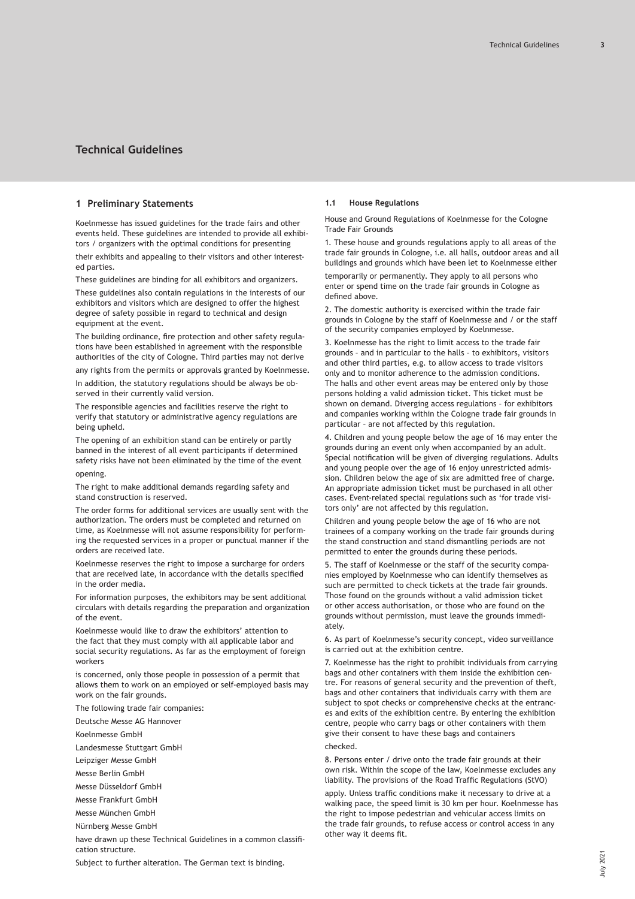# Technical Guidelines

## 1 Preliminary Statements

Koelnmesse has issued guidelines for the trade fairs and other events held. These guidelines are intended to provide all exhibitors / organizers with the optimal conditions for presenting their exhibits and appealing to their visitors and other interested parties.

These guidelines are binding for all exhibitors and organizers.

These guidelines also contain regulations in the interests of our exhibitors and visitors which are designed to offer the highest degree of safety possible in regard to technical and design equipment at the event.

The building ordinance, fire protection and other safety regulations have been established in agreement with the responsible authorities of the city of Cologne. Third parties may not derive any rights from the permits or approvals granted by Koelnmesse.

In addition, the statutory regulations should be always be observed in their currently valid version.

The responsible agencies and facilities reserve the right to verify that statutory or administrative agency regulations are being upheld.

The opening of an exhibition stand can be entirely or partly banned in the interest of all event participants if determined safety risks have not been eliminated by the time of the event opening.

The right to make additional demands regarding safety and stand construction is reserved.

The order forms for additional services are usually sent with the authorization. The orders must be completed and returned on time, as Koelnmesse will not assume responsibility for performing the requested services in a proper or punctual manner if the orders are received late.

Koelnmesse reserves the right to impose a surcharge for orders that are received late, in accordance with the details specified in the order media.

For information purposes, the exhibitors may be sent additional circulars with details regarding the preparation and organization of the event.

Koelnmesse would like to draw the exhibitors' attention to the fact that they must comply with all applicable labor and social security regulations. As far as the employment of foreign workers is concerned, only those people in possession of a permit that allows them to work on an employed or self-employed basis may work on the fair grounds.

The following trade fair companies:

Deutsche Messe AG Hannover

Koelnmesse GmbH

Landesmesse Stuttgart GmbH

Leipziger Messe GmbH

Messe Berlin GmbH

Messe Düsseldorf GmbH

Messe Frankfurt GmbH

Messe München GmbH

Nürnberg Messe GmbH

have drawn up these Technical Guidelines in a common classification structure.

Subject to further alteration. The German text is binding.

### 1.1 House Regulations

House and Ground Regulations of Koelnmesse for the Cologne Trade Fair Grounds

1. These house and grounds regulations apply to all areas of the trade fair grounds in Cologne, i.e. all halls, outdoor areas and all buildings and grounds which have been let to Koelnmesse either temporarily or permanently. They apply to all persons who enter or spend time on the trade fair grounds in Cologne as defined above.

2. The domestic authority is exercised within the trade fair grounds in Cologne by the staff of Koelnmesse and / or the staff of the security companies employed by Koelnmesse.

3. Koelnmesse has the right to limit access to the trade fair grounds – and in particular to the halls – to exhibitors, visitors and other third parties, e.g. to allow access to trade visitors only and to monitor adherence to the admission conditions. The halls and other event areas may be entered only by those persons holding a valid admission ticket. This ticket must be shown on demand. Diverging access regulations – for exhibitors and companies working within the Cologne trade fair grounds in particular – are not affected by this regulation.

4. Children and young people below the age of 16 may enter the grounds during an event only when accompanied by an adult. Special notification will be given of diverging regulations. Adults and young people over the age of 16 enjoy unrestricted admission. Children below the age of six are admitted free of charge. An appropriate admission ticket must be purchased in all other cases. Event-related special regulations such as 'for trade visitors only' are not affected by this regulation.

Children and young people below the age of 16 who are not trainees of a company working on the trade fair grounds during the stand construction and stand dismantling periods are not permitted to enter the grounds during these periods.

5. The staff of Koelnmesse or the staff of the security companies employed by Koelnmesse who can identify themselves as such are permitted to check tickets at the trade fair grounds. Those found on the grounds without a valid admission ticket or other access authorisation, or those who are found on the grounds without permission, must leave the grounds immediately.

6. As part of Koelnmesse's security concept, video surveillance is carried out at the exhibition centre.

7. Koelnmesse has the right to prohibit individuals from carrying bags and other containers with them inside the exhibition centre. For reasons of general security and the prevention of theft, bags and other containers that individuals carry with them are subject to spot checks or comprehensive checks at the entrances and exits of the exhibition centre. By entering the exhibition centre, people who carry bags or other containers with them give their consent to have these bags and containers checked.

8. Persons enter / drive onto the trade fair grounds at their own risk. Within the scope of the law, Koelnmesse excludes any liability. The provisions of the Road Traffic Regulations (StVO) apply. Unless traffic conditions make it necessary to drive at a walking pace, the speed limit is 30 km per hour. Koelnmesse has the right to impose pedestrian and vehicular access limits on the trade fair grounds, to refuse access or control access in any other way it deems fit.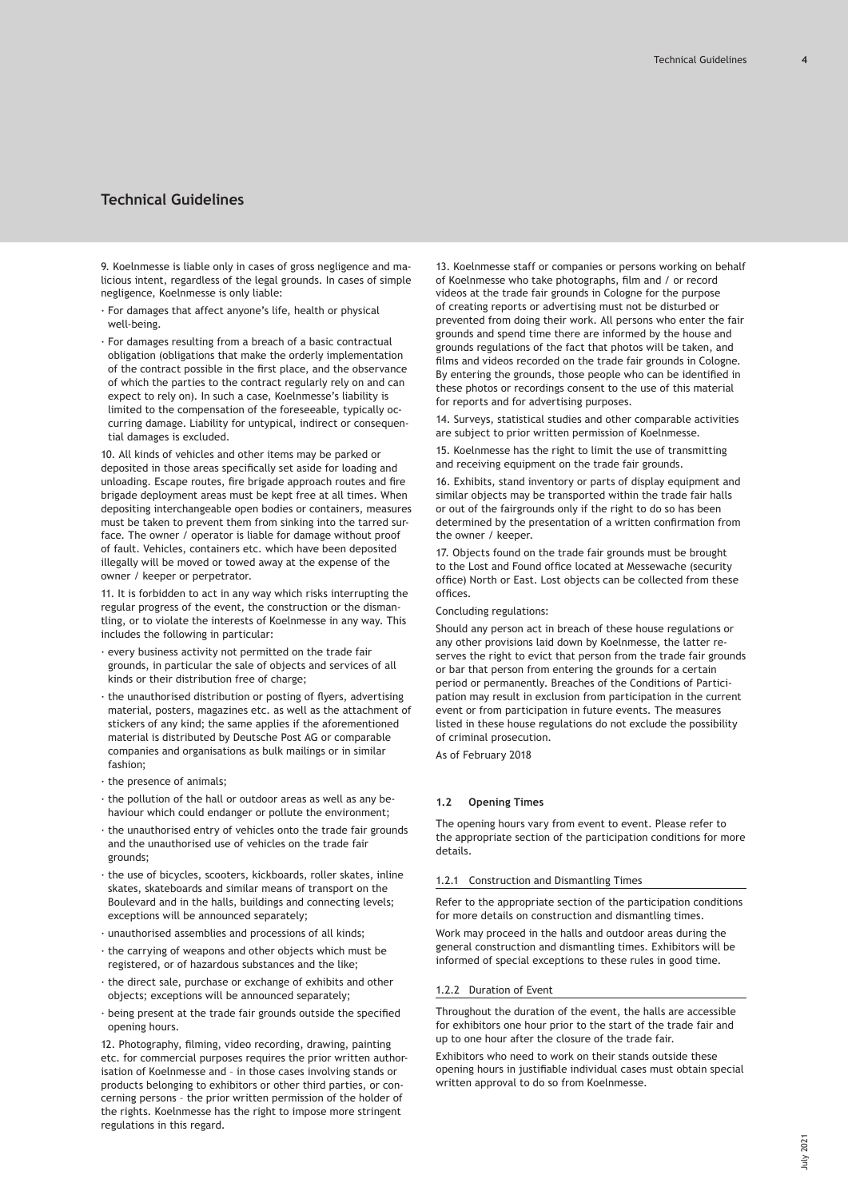# Technical Guidelines

9. Koelnmesse is liable only in cases of gross negligence and malicious intent, regardless of the legal grounds. In cases of simple negligence, Koelnmesse is only liable:

- For damages that affect anyone's life, health or physical well-being.
- For damages resulting from a breach of a basic contractual obligation (obligations that make the orderly implementation of the contract possible in the first place, and the observance of which the parties to the contract regularly rely on and can expect to rely on). In such a case, Koelnmesse's liability is limited to the compensation of the foreseeable, typically occurring damage. Liability for untypical, indirect or consequential damages is excluded.

10. All kinds of vehicles and other items may be parked or deposited in those areas specifically set aside for loading and unloading. Escape routes, fire brigade approach routes and fire brigade deployment areas must be kept free at all times. When depositing interchangeable open bodies or containers, measures must be taken to prevent them from sinking into the tarred surface. The owner / operator is liable for damage without proof of fault. Vehicles, containers etc. which have been deposited illegally will be moved or towed away at the expense of the owner / keeper or perpetrator.

11. It is forbidden to act in any way which risks interrupting the regular progress of the event, the construction or the dismantling, or to violate the interests of Koelnmesse in any way. This includes the following in particular:

- every business activity not permitted on the trade fair grounds, in particular the sale of objects and services of all kinds or their distribution free of charge;
- the unauthorised distribution or posting of flyers, advertising material, posters, magazines etc. as well as the attachment of stickers of any kind; the same applies if the aforementioned material is distributed by Deutsche Post AG or comparable companies and organisations as bulk mailings or in similar fashion;
- the presence of animals;
- the pollution of the hall or outdoor areas as well as any behaviour which could endanger or pollute the environment;
- the unauthorised entry of vehicles onto the trade fair grounds and the unauthorised use of vehicles on the trade fair grounds;
- the use of bicycles, scooters, kickboards, roller skates, inline skates, skateboards and similar means of transport on the Boulevard and in the halls, buildings and connecting levels; exceptions will be announced separately;
- unauthorised assemblies and processions of all kinds;
- the carrying of weapons and other objects which must be registered, or of hazardous substances and the like;
- the direct sale, purchase or exchange of exhibits and other objects; exceptions will be announced separately;
- being present at the trade fair grounds outside the specified opening hours.

12. Photography, filming, video recording, drawing, painting etc. for commercial purposes requires the prior written authorisation of Koelnmesse and – in those cases involving stands or products belonging to exhibitors or other third parties, or concerning persons – the prior written permission of the holder of the rights. Koelnmesse has the right to impose more stringent regulations in this regard.

13. Koelnmesse staff or companies or persons working on behalf of Koelnmesse who take photographs, film and / or record videos at the trade fair grounds in Cologne for the purpose of creating reports or advertising must not be disturbed or prevented from doing their work. All persons who enter the fair grounds and spend time there are informed by the house and grounds regulations of the fact that photos will be taken, and films and videos recorded on the trade fair grounds in Cologne. By entering the grounds, those people who can be identified in these photos or recordings consent to the use of this material for reports and for advertising purposes.

14. Surveys, statistical studies and other comparable activities are subject to prior written permission of Koelnmesse.

15. Koelnmesse has the right to limit the use of transmitting and receiving equipment on the trade fair grounds.

16. Exhibits, stand inventory or parts of display equipment and similar objects may be transported within the trade fair halls or out of the fairgrounds only if the right to do so has been determined by the presentation of a written confirmation from the owner / keeper.

17. Objects found on the trade fair grounds must be brought to the Lost and Found office located at Messewache (security office) North or East. Lost objects can be collected from these offices.

Concluding regulations:

Should any person act in breach of these house regulations or any other provisions laid down by Koelnmesse, the latter reserves the right to evict that person from the trade fair grounds or bar that person from entering the grounds for a certain period or permanently. Breaches of the Conditions of Participation may result in exclusion from participation in the current event or from participation in future events. The measures listed in these house regulations do not exclude the possibility of criminal prosecution.

As of February 2018

### 1.2 Opening Times

The opening hours vary from event to event. Please refer to the appropriate section of the participation conditions for more details.

#### 1.2.1 Construction and Dismantling Times

Refer to the appropriate section of the participation conditions for more details on construction and dismantling times.

Work may proceed in the halls and outdoor areas during the general construction and dismantling times. Exhibitors will be informed of special exceptions to these rules in good time.

#### 1.2.2 Duration of Event

Throughout the duration of the event, the halls are accessible for exhibitors one hour prior to the start of the trade fair and up to one hour after the closure of the trade fair.

Exhibitors who need to work on their stands outside these opening hours in justifiable individual cases must obtain special written approval to do so from Koelnmesse.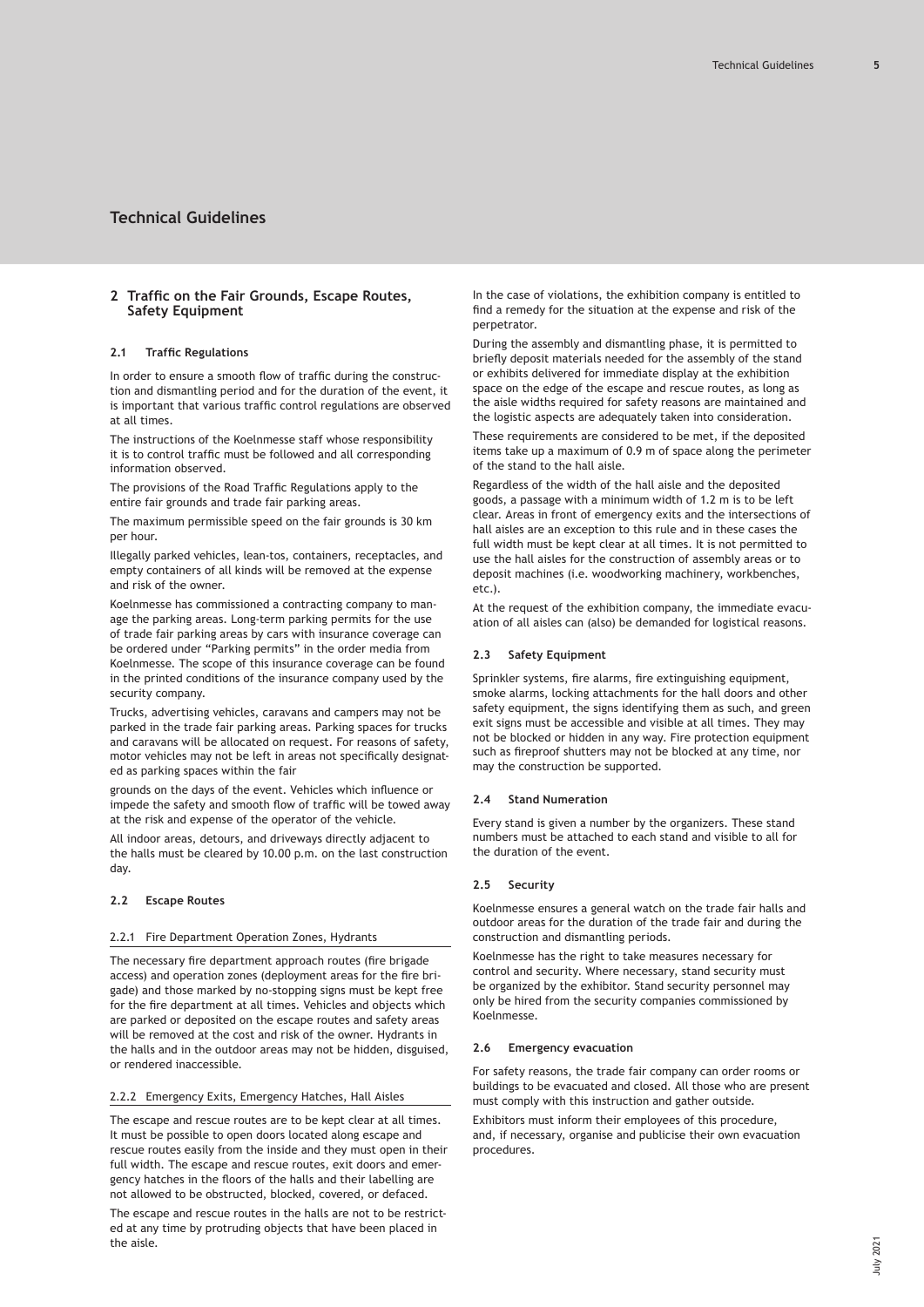# Technical Guidelines

## 2 Traffic on the Fair Grounds, Escape Routes, Safety Equipment

### 2.1 Traffic Regulations

In order to ensure a smooth flow of traffic during the construction and dismantling period and for the duration of the event, it is important that various traffic control regulations are observed at all times.

The instructions of the Koelnmesse staff whose responsibility it is to control traffic must be followed and all corresponding information observed.

The provisions of the Road Traffic Regulations apply to the entire fair grounds and trade fair parking areas.

The maximum permissible speed on the fair grounds is 30 km per hour.

Illegally parked vehicles, lean-tos, containers, receptacles, and empty containers of all kinds will be removed at the expense and risk of the owner.

Koelnmesse has commissioned a contracting company to manage the parking areas. Long-term parking permits for the use of trade fair parking areas by cars with insurance coverage can be ordered under "Parking permits" in the order media from Koelnmesse. The scope of this insurance coverage can be found in the printed conditions of the insurance company used by the security company.

Trucks, advertising vehicles, caravans and campers may not be parked in the trade fair parking areas. Parking spaces for trucks and caravans will be allocated on request. For reasons of safety, motor vehicles may not be left in areas not specifically designated as parking spaces within the fair grounds on the days of the event. Vehicles which influence or impede the safety and smooth flow of traffic will be towed away at the risk and expense of the operator of the vehicle.

All indoor areas, detours, and driveways directly adjacent to the halls must be cleared by 10.00 p.m. on the last construction day.

### 2.2 Escape Routes

#### 2.2.1 Fire Department Operation Zones, Hydrants

The necessary fire department approach routes (fire brigade access) and operation zones (deployment areas for the fire brigade) and those marked by no-stopping signs must be kept free for the fire department at all times. Vehicles and objects which are parked or deposited on the escape routes and safety areas will be removed at the cost and risk of the owner. Hydrants in the halls and in the outdoor areas may not be hidden, disguised, or rendered inaccessible.

#### 2.2.2 Emergency Exits, Emergency Hatches, Hall Aisles

The escape and rescue routes are to be kept clear at all times. It must be possible to open doors located along escape and rescue routes easily from the inside and they must open in their full width. The escape and rescue routes, exit doors and emergency hatches in the floors of the halls and their labelling are not allowed to be obstructed, blocked, covered, or defaced.

The escape and rescue routes in the halls are not to be restricted at any time by protruding objects that have been placed in the aisle.

In the case of violations, the exhibition company is entitled to find a remedy for the situation at the expense and risk of the perpetrator.

During the assembly and dismantling phase, it is permitted to briefly deposit materials needed for the assembly of the stand or exhibits delivered for immediate display at the exhibition space on the edge of the escape and rescue routes, as long as the aisle widths required for safety reasons are maintained and the logistic aspects are adequately taken into consideration.

These requirements are considered to be met, if the deposited items take up a maximum of 0.9 m of space along the perimeter of the stand to the hall aisle.

Regardless of the width of the hall aisle and the deposited goods, a passage with a minimum width of 1.2 m is to be left clear. Areas in front of emergency exits and the intersections of hall aisles are an exception to this rule and in these cases the full width must be kept clear at all times. It is not permitted to use the hall aisles for the construction of assembly areas or to deposit machines (i.e. woodworking machinery, workbenches, etc.).

At the request of the exhibition company, the immediate evacuation of all aisles can (also) be demanded for logistical reasons.

### 2.3 Safety Equipment

Sprinkler systems, fire alarms, fire extinguishing equipment, smoke alarms, locking attachments for the hall doors and other safety equipment, the signs identifying them as such, and green exit signs must be accessible and visible at all times. They may not be blocked or hidden in any way. Fire protection equipment such as fireproof shutters may not be blocked at any time, nor may the construction be supported.

### 2.4 Stand Numeration

Every stand is given a number by the organizers. These stand numbers must be attached to each stand and visible to all for the duration of the event.

### 2.5 Security

Koelnmesse ensures a general watch on the trade fair halls and outdoor areas for the duration of the trade fair and during the construction and dismantling periods.

Koelnmesse has the right to take measures necessary for control and security. Where necessary, stand security must be organized by the exhibitor. Stand security personnel may only be hired from the security companies commissioned by Koelnmesse.

### 2.6 Emergency evacuation

For safety reasons, the trade fair company can order rooms or buildings to be evacuated and closed. All those who are present must comply with this instruction and gather outside.

Exhibitors must inform their employees of this procedure, and, if necessary, organise and publicise their own evacuation procedures.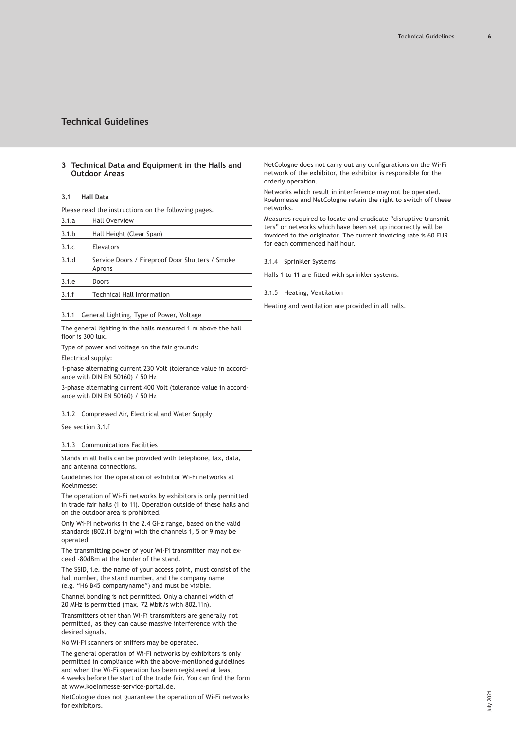# Technical Guidelines

## 3 Technical Data and Equipment in the Halls and Outdoor Areas

### 3.1 Hall Data

Please read the instructions on the following pages.

| | |
|---|---|
| 3.1.a | Hall Overview |
| 3.1.b | Hall Height (Clear Span) |
| 3.1.c | Elevators |
| 3.1.d | Service Doors / Fireproof Door Shutters / Smoke Aprons |
| 3.1.e | Doors |
| 3.1.f | Technical Hall Information |

#### 3.1.1 General Lighting, Type of Power, Voltage

The general lighting in the halls measured 1 m above the hall floor is 300 lux.

Type of power and voltage on the fair grounds:

Electrical supply:

1-phase alternating current 230 Volt (tolerance value in accordance with DIN EN 50160) / 50 Hz

3-phase alternating current 400 Volt (tolerance value in accordance with DIN EN 50160) / 50 Hz

#### 3.1.2 Compressed Air, Electrical and Water Supply

See section 3.1.f

#### 3.1.3 Communications Facilities

Stands in all halls can be provided with telephone, fax, data, and antenna connections.

Guidelines for the operation of exhibitor Wi-Fi networks at Koelnmesse:

The operation of Wi-Fi networks by exhibitors is only permitted in trade fair halls (1 to 11). Operation outside of these halls and on the outdoor area is prohibited.

Only Wi-Fi networks in the 2.4 GHz range, based on the valid standards (802.11 b/g/n) with the channels 1, 5 or 9 may be operated.

The transmitting power of your Wi-Fi transmitter may not exceed -80dBm at the border of the stand.

The SSID, i.e. the name of your access point, must consist of the hall number, the stand number, and the company name (e.g. “H6 B45 companyname”) and must be visible.

Channel bonding is not permitted. Only a channel width of 20 MHz is permitted (max. 72 Mbit/s with 802.11n).

Transmitters other than Wi-Fi transmitters are generally not permitted, as they can cause massive interference with the desired signals.

No Wi-Fi scanners or sniffers may be operated.

The general operation of Wi-Fi networks by exhibitors is only permitted in compliance with the above-mentioned guidelines and when the Wi-Fi operation has been registered at least 4 weeks before the start of the trade fair. You can find the form at www.koelnmesse-service-portal.de.

NetCologne does not guarantee the operation of Wi-Fi networks for exhibitors.

NetCologne does not carry out any configurations on the Wi-Fi network of the exhibitor, the exhibitor is responsible for the orderly operation.

Networks which result in interference may not be operated. Koelnmesse and NetCologne retain the right to switch off these networks.

Measures required to locate and eradicate “disruptive transmitters” or networks which have been set up incorrectly will be invoiced to the originator. The current invoicing rate is 60 EUR for each commenced half hour.

#### 3.1.4 Sprinkler Systems

Halls 1 to 11 are fitted with sprinkler systems.

#### 3.1.5 Heating, Ventilation

Heating and ventilation are provided in all halls.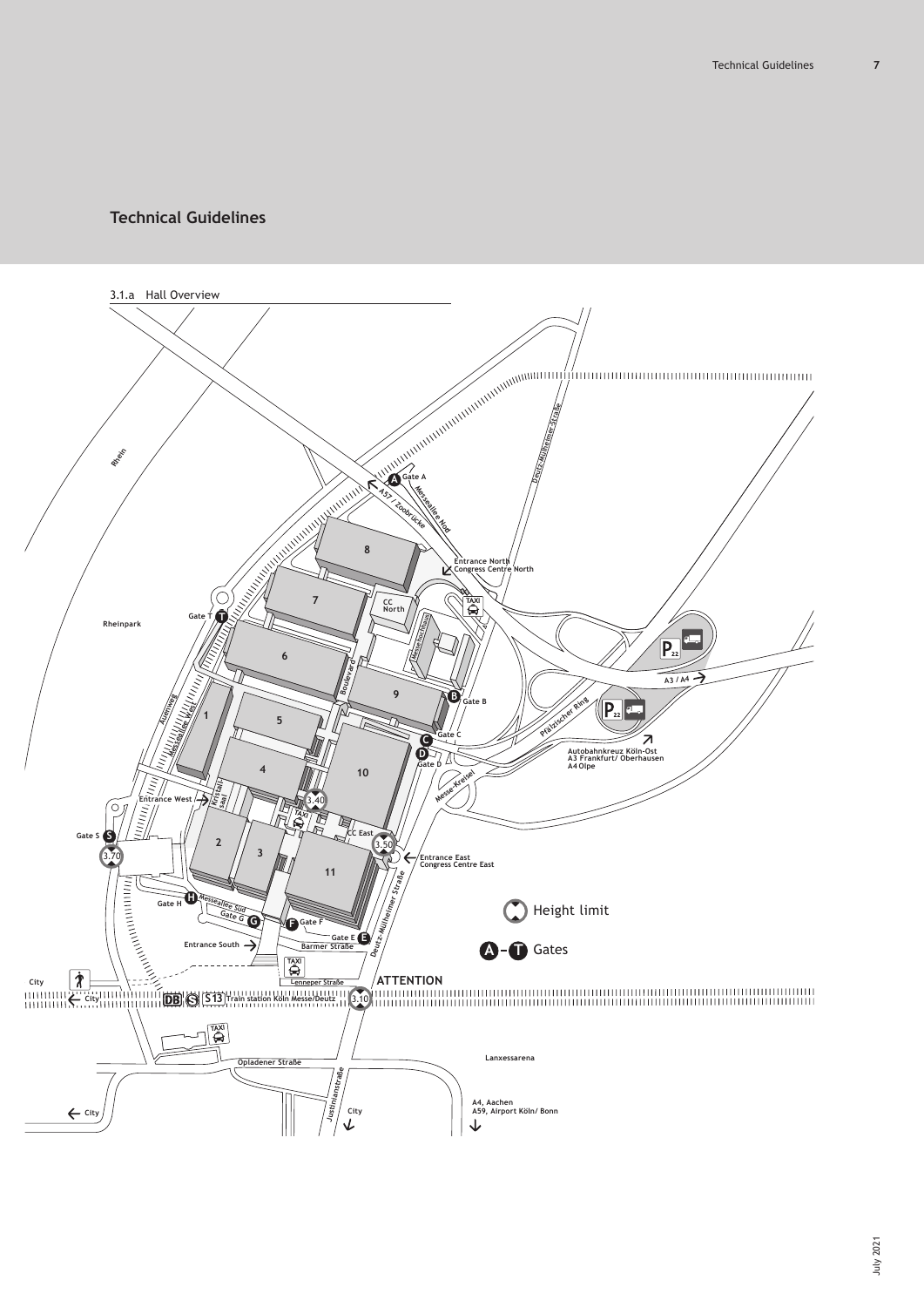# Technical Guidelines

3.1.a Hall Overview

Rhein

Rheinpark

Gate A

A57 / Zoobrücke

Messeallee Nord

Deutz-Mülheimer Straße

8

Entrance North
Congress Centre North

7

CC North

TAXI

Gate T

6

Messehochhaus

Boulevard

9

Gate B

P22

A3 / A4

Pfälzischer Ring

P22

Auenweg

Messeplatz West

1

5

Gate C

Gate D

Autobahnkreuz Köln-Ost
A3 Frankfurt/ Oberhausen
A4 Olpe

4

10

Messe-Kreisel

Entrance West

Kristallsaal

3.40

TAXI

CC East

Gate S

3.70

2

3

3.50

Entrance East
Congress Centre East

11

Height limit

Gate H

Messeallee Süd

Gate G

Gate F

Deutz-Mülheimer Straße

A – T Gates

Gate E

Entrance South

Barmer Straße

TAXI

Lenneper Straße

ATTENTION

City

City

DB S S13 Train station Köln Messe/Deutz

3.10

TAXI

Lanxessarena

Opladener Straße

Justinianstraße

City

City

A4, Aachen
A59, Airport Köln/ Bonn

July 2021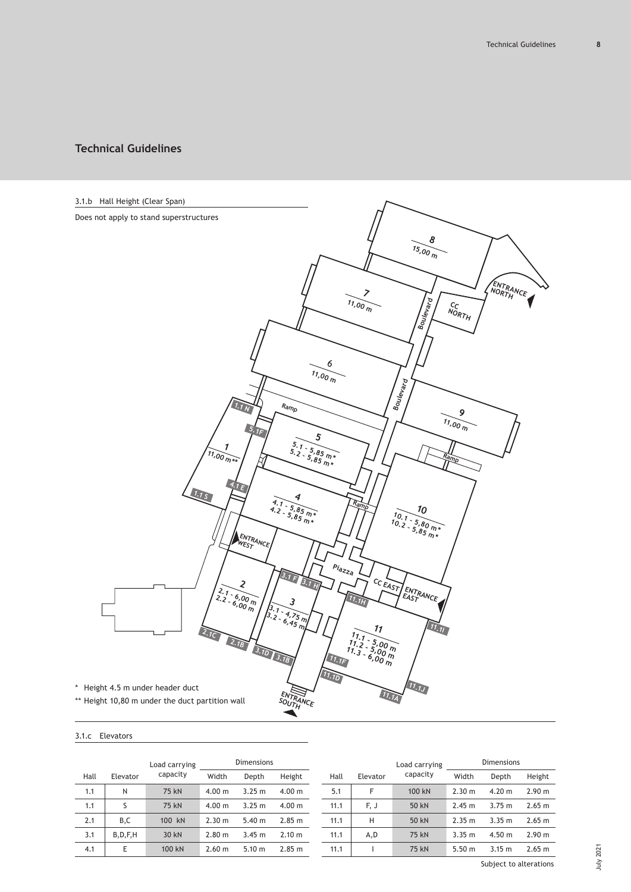## Technical Guidelines

### 3.1.b Hall Height (Clear Span)

Does not apply to stand superstructures

| Hall | Height |
|---|---|
| 1 | 11,00 m** |
| 2 | 2.1 - 6,00 m; 2.2 - 6,00 m |
| 3 | 3.1 - 4,75 m; 3.2 - 6,45 m |
| 4 | 4.1 - 5,85 m*; 4.2 - 5,85 m* |
| 5 | 5.1 - 5,85 m*; 5.2 - 5,85 m* |
| 6 | 11,00 m |
| 7 | 11,00 m |
| 8 | 15,00 m |
| 9 | 11,00 m |
| 10 | 10.1 - 5,80 m*; 10.2 - 5,85 m* |
| 11 | 11.1 - 5,00 m; 11.2 - 5,00 m; 11.3 - 6,00 m |

\* Height 4.5 m under header duct

** Height 10,80 m under the duct partition wall

### 3.1.c Elevators

| Hall | Elevator | Load carrying capacity | Dimensions | | |
|---|---|---|---|---|---|
| | | | Width | Depth | Height |
| 1.1 | N | 75 kN | 4.00 m | 3.25 m | 4.00 m |
| 1.1 | S | 75 kN | 4.00 m | 3.25 m | 4.00 m |
| 2.1 | B,C | 100 kN | 2.30 m | 5.40 m | 2.85 m |
| 3.1 | B,D,F,H | 30 kN | 2.80 m | 3.45 m | 2.10 m |
| 4.1 | E | 100 kN | 2.60 m | 5.10 m | 2.85 m |
| 5.1 | F | 100 kN | 2.30 m | 4.20 m | 2.90 m |
| 11.1 | F, J | 50 kN | 2.45 m | 3.75 m | 2.65 m |
| 11.1 | H | 50 kN | 2.35 m | 3.35 m | 2.65 m |
| 11.1 | A,D | 75 kN | 3.35 m | 4.50 m | 2.90 m |
| 11.1 | I | 75 kN | 5.50 m | 3.15 m | 2.65 m |

Subject to alterations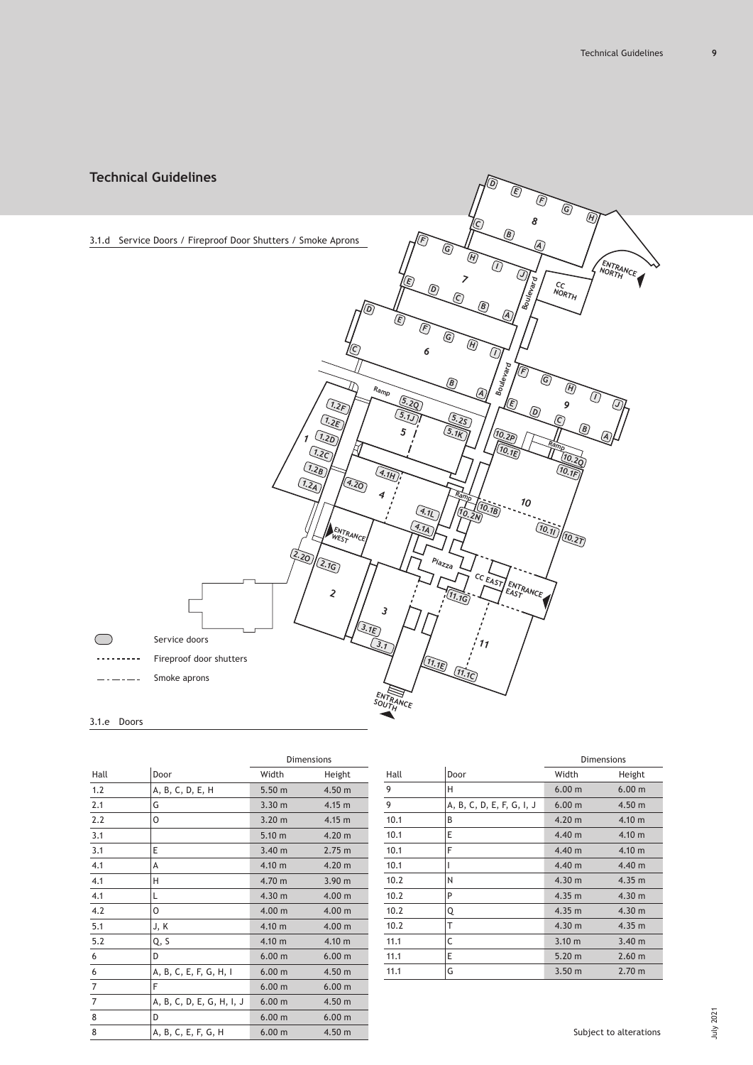## Technical Guidelines

### 3.1.d Service Doors / Fireproof Door Shutters / Smoke Aprons

Service doors

Fireproof door shutters

Smoke aprons

### 3.1.e Doors

| Hall | Door | Dimensions | |
|---|---|---|---|
| | | Width | Height |
| 1.2 | A, B, C, D, E, H | 5.50 m | 4.50 m |
| 2.1 | G | 3.30 m | 4.15 m |
| 2.2 | O | 3.20 m | 4.15 m |
| 3.1 | | 5.10 m | 4.20 m |
| 3.1 | E | 3.40 m | 2.75 m |
| 4.1 | A | 4.10 m | 4.20 m |
| 4.1 | H | 4.70 m | 3.90 m |
| 4.1 | L | 4.30 m | 4.00 m |
| 4.2 | O | 4.00 m | 4.00 m |
| 5.1 | J, K | 4.10 m | 4.00 m |
| 5.2 | Q, S | 4.10 m | 4.10 m |
| 6 | D | 6.00 m | 6.00 m |
| 6 | A, B, C, E, F, G, H, I | 6.00 m | 4.50 m |
| 7 | F | 6.00 m | 6.00 m |
| 7 | A, B, C, D, E, G, H, I, J | 6.00 m | 4.50 m |
| 8 | D | 6.00 m | 6.00 m |
| 8 | A, B, C, E, F, G, H | 6.00 m | 4.50 m |

| Hall | Door | Dimensions | |
|---|---|---|---|
| | | Width | Height |
| 9 | H | 6.00 m | 6.00 m |
| 9 | A, B, C, D, E, F, G, I, J | 6.00 m | 4.50 m |
| 10.1 | B | 4.20 m | 4.10 m |
| 10.1 | E | 4.40 m | 4.10 m |
| 10.1 | F | 4.40 m | 4.10 m |
| 10.1 | I | 4.40 m | 4.40 m |
| 10.2 | N | 4.30 m | 4.35 m |
| 10.2 | P | 4.35 m | 4.30 m |
| 10.2 | Q | 4.35 m | 4.30 m |
| 10.2 | T | 4.30 m | 4.35 m |
| 11.1 | C | 3.10 m | 3.40 m |
| 11.1 | E | 5.20 m | 2.60 m |
| 11.1 | G | 3.50 m | 2.70 m |

Subject to alterations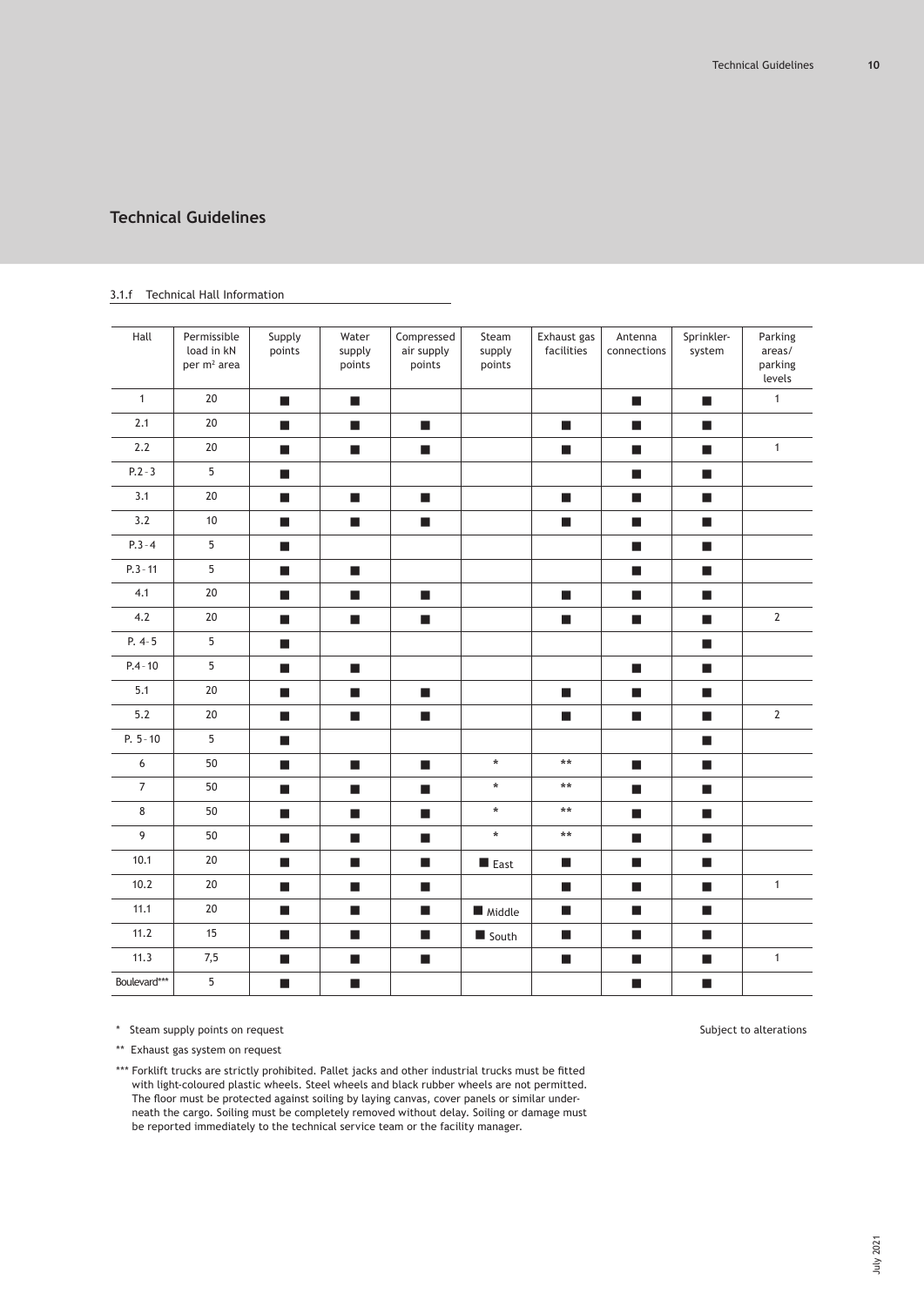## Technical Guidelines

3.1.f Technical Hall Information

| Hall | Permissible load in kN per m² area | Supply points | Water supply points | Compressed air supply points | Steam supply points | Exhaust gas facilities | Antenna connections | Sprinkler-system | Parking areas/ parking levels |
|---|---|---|---|---|---|---|---|---|---|
| 1 | 20 | ■ | ■ | | | | ■ | ■ | 1 |
| 2.1 | 20 | ■ | ■ | ■ | | ■ | ■ | ■ | |
| 2.2 | 20 | ■ | ■ | ■ | | ■ | ■ | ■ | 1 |
| P.2 – 3 | 5 | ■ | | | | | ■ | ■ | |
| 3.1 | 20 | ■ | ■ | ■ | | ■ | ■ | ■ | |
| 3.2 | 10 | ■ | ■ | ■ | | ■ | ■ | ■ | |
| P.3 – 4 | 5 | ■ | | | | | ■ | ■ | |
| P.3 – 11 | 5 | ■ | ■ | | | | ■ | ■ | |
| 4.1 | 20 | ■ | ■ | ■ | | ■ | ■ | ■ | |
| 4.2 | 20 | ■ | ■ | ■ | | ■ | ■ | ■ | 2 |
| P. 4 – 5 | 5 | ■ | | | | | | ■ | |
| P.4 – 10 | 5 | ■ | ■ | | | | ■ | ■ | |
| 5.1 | 20 | ■ | ■ | ■ | | ■ | ■ | ■ | |
| 5.2 | 20 | ■ | ■ | ■ | | ■ | ■ | ■ | 2 |
| P. 5 – 10 | 5 | ■ | | | | | | ■ | |
| 6 | 50 | ■ | ■ | ■ | * | ** | ■ | ■ | |
| 7 | 50 | ■ | ■ | ■ | * | ** | ■ | ■ | |
| 8 | 50 | ■ | ■ | ■ | * | ** | ■ | ■ | |
| 9 | 50 | ■ | ■ | ■ | * | ** | ■ | ■ | |
| 10.1 | 20 | ■ | ■ | ■ | ■ East | ■ | ■ | ■ | |
| 10.2 | 20 | ■ | ■ | ■ | | ■ | ■ | ■ | 1 |
| 11.1 | 20 | ■ | ■ | ■ | ■ Middle | ■ | ■ | ■ | |
| 11.2 | 15 | ■ | ■ | ■ | ■ South | ■ | ■ | ■ | |
| 11.3 | 7,5 | ■ | ■ | ■ | | ■ | ■ | ■ | 1 |
| Boulevard*** | 5 | ■ | ■ | | | | ■ | ■ | |

\* Steam supply points on request

** Exhaust gas system on request

*** Forklift trucks are strictly prohibited. Pallet jacks and other industrial trucks must be fitted with light-coloured plastic wheels. Steel wheels and black rubber wheels are not permitted. The floor must be protected against soiling by laying canvas, cover panels or similar underneath the cargo. Soiling must be completely removed without delay. Soiling or damage must be reported immediately to the technical service team or the facility manager.

Subject to alterations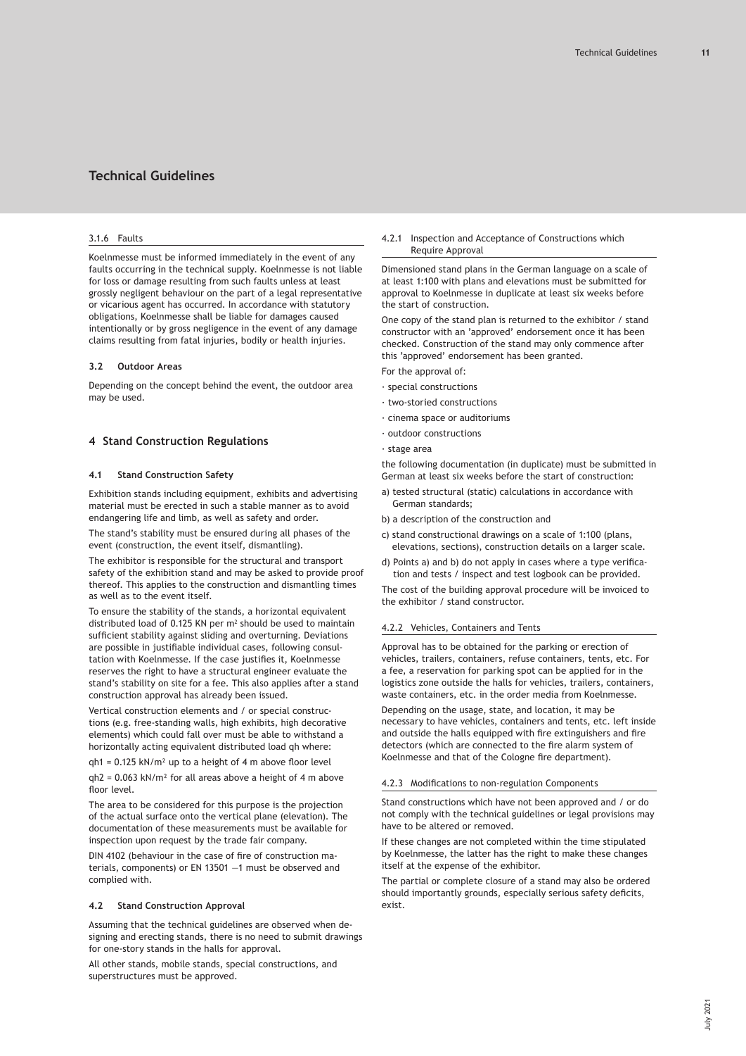# Technical Guidelines

#### 3.1.6 Faults

Koelnmesse must be informed immediately in the event of any faults occurring in the technical supply. Koelnmesse is not liable for loss or damage resulting from such faults unless at least grossly negligent behaviour on the part of a legal representative or vicarious agent has occurred. In accordance with statutory obligations, Koelnmesse shall be liable for damages caused intentionally or by gross negligence in the event of any damage claims resulting from fatal injuries, bodily or health injuries.

### 3.2 Outdoor Areas

Depending on the concept behind the event, the outdoor area may be used.

## 4 Stand Construction Regulations

### 4.1 Stand Construction Safety

Exhibition stands including equipment, exhibits and advertising material must be erected in such a stable manner as to avoid endangering life and limb, as well as safety and order.

The stand's stability must be ensured during all phases of the event (construction, the event itself, dismantling).

The exhibitor is responsible for the structural and transport safety of the exhibition stand and may be asked to provide proof thereof. This applies to the construction and dismantling times as well as to the event itself.

To ensure the stability of the stands, a horizontal equivalent distributed load of 0.125 KN per $m^2$ should be used to maintain sufficient stability against sliding and overturning. Deviations are possible in justifiable individual cases, following consultation with Koelnmesse. If the case justifies it, Koelnmesse reserves the right to have a structural engineer evaluate the stand's stability on site for a fee. This also applies after a stand construction approval has already been issued.

Vertical construction elements and / or special constructions (e.g. free-standing walls, high exhibits, high decorative elements) which could fall over must be able to withstand a horizontally acting equivalent distributed load qh where:

$qh1 = 0.125$ kN/$m^2$ up to a height of 4 m above floor level

$qh2 = 0.063$ kN/$m^2$ for all areas above a height of 4 m above floor level.

The area to be considered for this purpose is the projection of the actual surface onto the vertical plane (elevation). The documentation of these measurements must be available for inspection upon request by the trade fair company.

DIN 4102 (behaviour in the case of fire of construction materials, components) or EN 13501 —1 must be observed and complied with.

### 4.2 Stand Construction Approval

Assuming that the technical guidelines are observed when designing and erecting stands, there is no need to submit drawings for one-story stands in the halls for approval.

All other stands, mobile stands, special constructions, and superstructures must be approved.

#### 4.2.1 Inspection and Acceptance of Constructions which Require Approval

Dimensioned stand plans in the German language on a scale of at least 1:100 with plans and elevations must be submitted for approval to Koelnmesse in duplicate at least six weeks before the start of construction.

One copy of the stand plan is returned to the exhibitor / stand constructor with an 'approved' endorsement once it has been checked. Construction of the stand may only commence after this 'approved' endorsement has been granted.

For the approval of:

- special constructions
- two-storied constructions
- cinema space or auditoriums
- outdoor constructions
- stage area

the following documentation (in duplicate) must be submitted in German at least six weeks before the start of construction:

a) tested structural (static) calculations in accordance with German standards;

b) a description of the construction and

c) stand constructional drawings on a scale of 1:100 (plans, elevations, sections), construction details on a larger scale.

d) Points a) and b) do not apply in cases where a type verification and tests / inspect and test logbook can be provided.

The cost of the building approval procedure will be invoiced to the exhibitor / stand constructor.

#### 4.2.2 Vehicles, Containers and Tents

Approval has to be obtained for the parking or erection of vehicles, trailers, containers, refuse containers, tents, etc. For a fee, a reservation for parking spot can be applied for in the logistics zone outside the halls for vehicles, trailers, containers, waste containers, etc. in the order media from Koelnmesse.

Depending on the usage, state, and location, it may be necessary to have vehicles, containers and tents, etc. left inside and outside the halls equipped with fire extinguishers and fire detectors (which are connected to the fire alarm system of Koelnmesse and that of the Cologne fire department).

#### 4.2.3 Modifications to non-regulation Components

Stand constructions which have not been approved and / or do not comply with the technical guidelines or legal provisions may have to be altered or removed.

If these changes are not completed within the time stipulated by Koelnmesse, the latter has the right to make these changes itself at the expense of the exhibitor.

The partial or complete closure of a stand may also be ordered should importantly grounds, especially serious safety deficits, exist.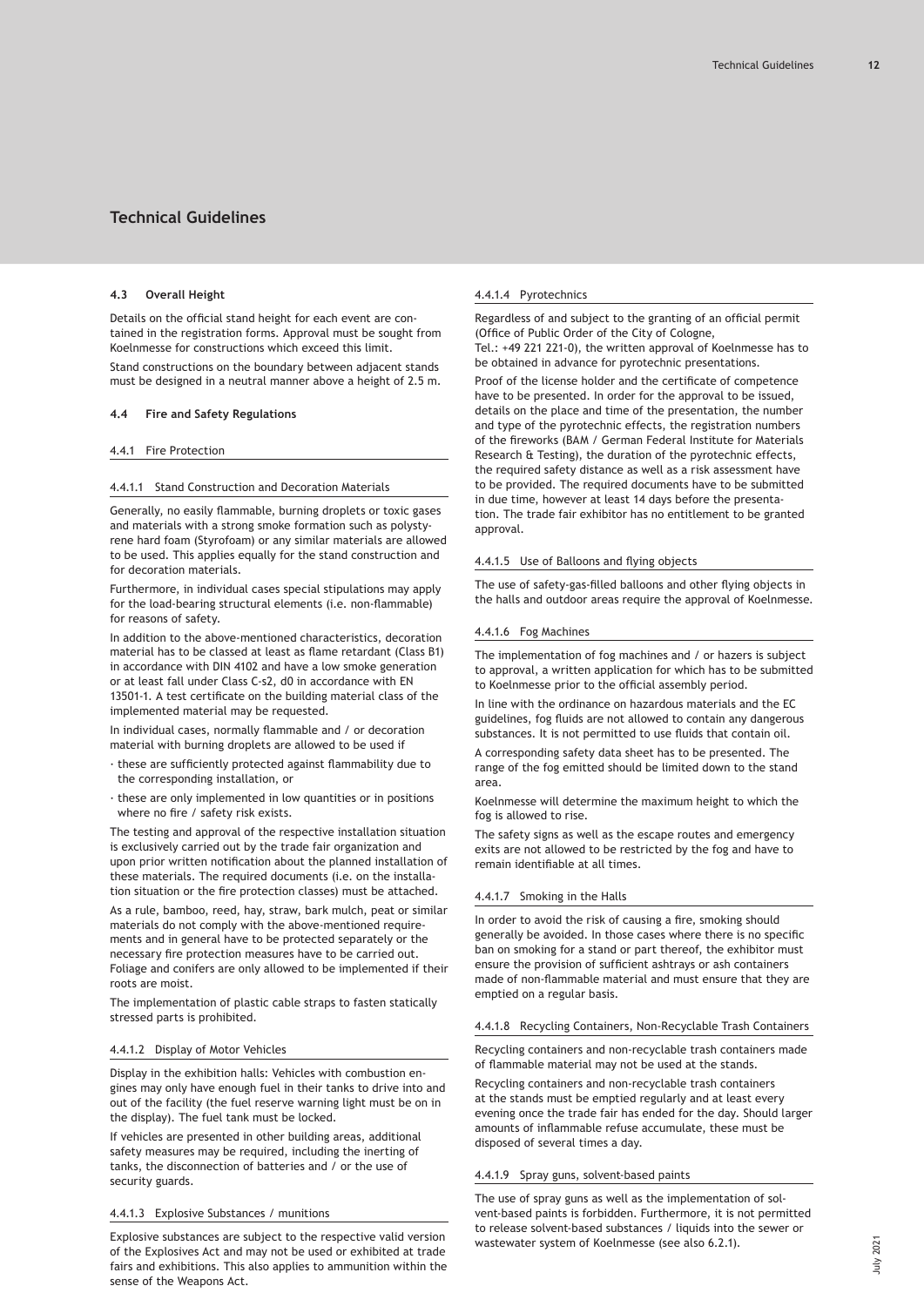## Technical Guidelines

### 4.3 Overall Height

Details on the official stand height for each event are contained in the registration forms. Approval must be sought from Koelnmesse for constructions which exceed this limit.

Stand constructions on the boundary between adjacent stands must be designed in a neutral manner above a height of 2.5 m.

### 4.4 Fire and Safety Regulations

#### 4.4.1 Fire Protection

##### 4.4.1.1 Stand Construction and Decoration Materials

Generally, no easily flammable, burning droplets or toxic gases and materials with a strong smoke formation such as polystyrene hard foam (Styrofoam) or any similar materials are allowed to be used. This applies equally for the stand construction and for decoration materials.

Furthermore, in individual cases special stipulations may apply for the load-bearing structural elements (i.e. non-flammable) for reasons of safety.

In addition to the above-mentioned characteristics, decoration material has to be classed at least as flame retardant (Class B1) in accordance with DIN 4102 and have a low smoke generation or at least fall under Class C-s2, d0 in accordance with EN 13501-1. A test certificate on the building material class of the implemented material may be requested.

In individual cases, normally flammable and / or decoration material with burning droplets are allowed to be used if

- these are sufficiently protected against flammability due to the corresponding installation, or
- these are only implemented in low quantities or in positions where no fire / safety risk exists.

The testing and approval of the respective installation situation is exclusively carried out by the trade fair organization and upon prior written notification about the planned installation of these materials. The required documents (i.e. on the installation situation or the fire protection classes) must be attached.

As a rule, bamboo, reed, hay, straw, bark mulch, peat or similar materials do not comply with the above-mentioned requirements and in general have to be protected separately or the necessary fire protection measures have to be carried out. Foliage and conifers are only allowed to be implemented if their roots are moist.

The implementation of plastic cable straps to fasten statically stressed parts is prohibited.

##### 4.4.1.2 Display of Motor Vehicles

Display in the exhibition halls: Vehicles with combustion engines may only have enough fuel in their tanks to drive into and out of the facility (the fuel reserve warning light must be on in the display). The fuel tank must be locked.

If vehicles are presented in other building areas, additional safety measures may be required, including the inerting of tanks, the disconnection of batteries and / or the use of security guards.

##### 4.4.1.3 Explosive Substances / munitions

Explosive substances are subject to the respective valid version of the Explosives Act and may not be used or exhibited at trade fairs and exhibitions. This also applies to ammunition within the sense of the Weapons Act.

##### 4.4.1.4 Pyrotechnics

Regardless of and subject to the granting of an official permit (Office of Public Order of the City of Cologne, Tel.: +49 221 221-0), the written approval of Koelnmesse has to be obtained in advance for pyrotechnic presentations.

Proof of the license holder and the certificate of competence have to be presented. In order for the approval to be issued, details on the place and time of the presentation, the number and type of the pyrotechnic effects, the registration numbers of the fireworks (BAM / German Federal Institute for Materials Research & Testing), the duration of the pyrotechnic effects, the required safety distance as well as a risk assessment have to be provided. The required documents have to be submitted in due time, however at least 14 days before the presentation. The trade fair exhibitor has no entitlement to be granted approval.

##### 4.4.1.5 Use of Balloons and flying objects

The use of safety-gas-filled balloons and other flying objects in the halls and outdoor areas require the approval of Koelnmesse.

##### 4.4.1.6 Fog Machines

The implementation of fog machines and / or hazers is subject to approval, a written application for which has to be submitted to Koelnmesse prior to the official assembly period.

In line with the ordinance on hazardous materials and the EC guidelines, fog fluids are not allowed to contain any dangerous substances. It is not permitted to use fluids that contain oil.

A corresponding safety data sheet has to be presented. The range of the fog emitted should be limited down to the stand area.

Koelnmesse will determine the maximum height to which the fog is allowed to rise.

The safety signs as well as the escape routes and emergency exits are not allowed to be restricted by the fog and have to remain identifiable at all times.

##### 4.4.1.7 Smoking in the Halls

In order to avoid the risk of causing a fire, smoking should generally be avoided. In those cases where there is no specific ban on smoking for a stand or part thereof, the exhibitor must ensure the provision of sufficient ashtrays or ash containers made of non-flammable material and must ensure that they are emptied on a regular basis.

##### 4.4.1.8 Recycling Containers, Non-Recyclable Trash Containers

Recycling containers and non-recyclable trash containers made of flammable material may not be used at the stands.

Recycling containers and non-recyclable trash containers at the stands must be emptied regularly and at least every evening once the trade fair has ended for the day. Should larger amounts of inflammable refuse accumulate, these must be disposed of several times a day.

##### 4.4.1.9 Spray guns, solvent-based paints

The use of spray guns as well as the implementation of solvent-based paints is forbidden. Furthermore, it is not permitted to release solvent-based substances / liquids into the sewer or wastewater system of Koelnmesse (see also 6.2.1).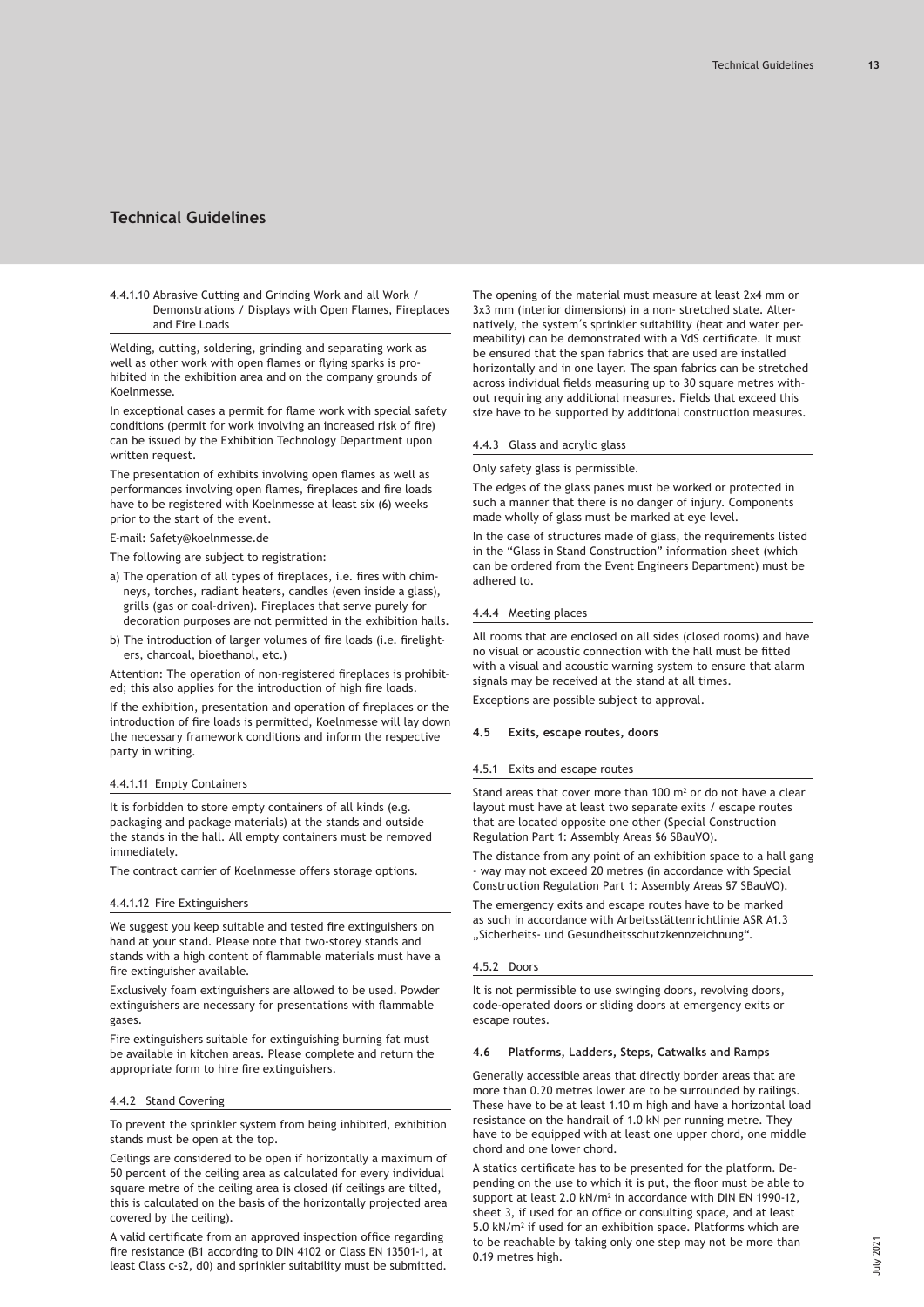# Technical Guidelines

#### 4.4.1.10 Abrasive Cutting and Grinding Work and all Work / Demonstrations / Displays with Open Flames, Fireplaces and Fire Loads

Welding, cutting, soldering, grinding and separating work as well as other work with open flames or flying sparks is prohibited in the exhibition area and on the company grounds of Koelnmesse.

In exceptional cases a permit for flame work with special safety conditions (permit for work involving an increased risk of fire) can be issued by the Exhibition Technology Department upon written request.

The presentation of exhibits involving open flames as well as performances involving open flames, fireplaces and fire loads have to be registered with Koelnmesse at least six (6) weeks prior to the start of the event.

E-mail: Safety@koelnmesse.de

The following are subject to registration:

a) The operation of all types of fireplaces, i.e. fires with chimneys, torches, radiant heaters, candles (even inside a glass), grills (gas or coal-driven). Fireplaces that serve purely for decoration purposes are not permitted in the exhibition halls.

b) The introduction of larger volumes of fire loads (i.e. firelighters, charcoal, bioethanol, etc.)

Attention: The operation of non-registered fireplaces is prohibited; this also applies for the introduction of high fire loads.

If the exhibition, presentation and operation of fireplaces or the introduction of fire loads is permitted, Koelnmesse will lay down the necessary framework conditions and inform the respective party in writing.

#### 4.4.1.11 Empty Containers

It is forbidden to store empty containers of all kinds (e.g. packaging and package materials) at the stands and outside the stands in the hall. All empty containers must be removed immediately.

The contract carrier of Koelnmesse offers storage options.

#### 4.4.1.12 Fire Extinguishers

We suggest you keep suitable and tested fire extinguishers on hand at your stand. Please note that two-storey stands and stands with a high content of flammable materials must have a fire extinguisher available.

Exclusively foam extinguishers are allowed to be used. Powder extinguishers are necessary for presentations with flammable gases.

Fire extinguishers suitable for extinguishing burning fat must be available in kitchen areas. Please complete and return the appropriate form to hire fire extinguishers.

### 4.4.2 Stand Covering

To prevent the sprinkler system from being inhibited, exhibition stands must be open at the top.

Ceilings are considered to be open if horizontally a maximum of 50 percent of the ceiling area as calculated for every individual square metre of the ceiling area is closed (if ceilings are tilted, this is calculated on the basis of the horizontally projected area covered by the ceiling).

A valid certificate from an approved inspection office regarding fire resistance (B1 according to DIN 4102 or Class EN 13501-1, at least Class c-s2, d0) and sprinkler suitability must be submitted. The opening of the material must measure at least 2x4 mm or 3x3 mm (interior dimensions) in a non- stretched state. Alternatively, the system´s sprinkler suitability (heat and water permeability) can be demonstrated with a VdS certificate. It must be ensured that the span fabrics that are used are installed horizontally and in one layer. The span fabrics can be stretched across individual fields measuring up to 30 square metres without requiring any additional measures. Fields that exceed this size have to be supported by additional construction measures.

### 4.4.3 Glass and acrylic glass

Only safety glass is permissible.

The edges of the glass panes must be worked or protected in such a manner that there is no danger of injury. Components made wholly of glass must be marked at eye level.

In the case of structures made of glass, the requirements listed in the "Glass in Stand Construction" information sheet (which can be ordered from the Event Engineers Department) must be adhered to.

### 4.4.4 Meeting places

All rooms that are enclosed on all sides (closed rooms) and have no visual or acoustic connection with the hall must be fitted with a visual and acoustic warning system to ensure that alarm signals may be received at the stand at all times.

Exceptions are possible subject to approval.

## 4.5 Exits, escape routes, doors

### 4.5.1 Exits and escape routes

Stand areas that cover more than 100 m² or do not have a clear layout must have at least two separate exits / escape routes that are located opposite one other (Special Construction Regulation Part 1: Assembly Areas §6 SBauVO).

The distance from any point of an exhibition space to a hall gang - way may not exceed 20 metres (in accordance with Special Construction Regulation Part 1: Assembly Areas §7 SBauVO).

The emergency exits and escape routes have to be marked as such in accordance with Arbeitsstättenrichtlinie ASR A1.3 „Sicherheits- und Gesundheitsschutzkennzeichnung".

### 4.5.2 Doors

It is not permissible to use swinging doors, revolving doors, code-operated doors or sliding doors at emergency exits or escape routes.

## 4.6 Platforms, Ladders, Steps, Catwalks and Ramps

Generally accessible areas that directly border areas that are more than 0.20 metres lower are to be surrounded by railings. These have to be at least 1.10 m high and have a horizontal load resistance on the handrail of 1.0 kN per running metre. They have to be equipped with at least one upper chord, one middle chord and one lower chord.

A statics certificate has to be presented for the platform. Depending on the use to which it is put, the floor must be able to support at least 2.0 kN/m² in accordance with DIN EN 1990-12, sheet 3, if used for an office or consulting space, and at least 5.0 kN/m² if used for an exhibition space. Platforms which are to be reachable by taking only one step may not be more than 0.19 metres high.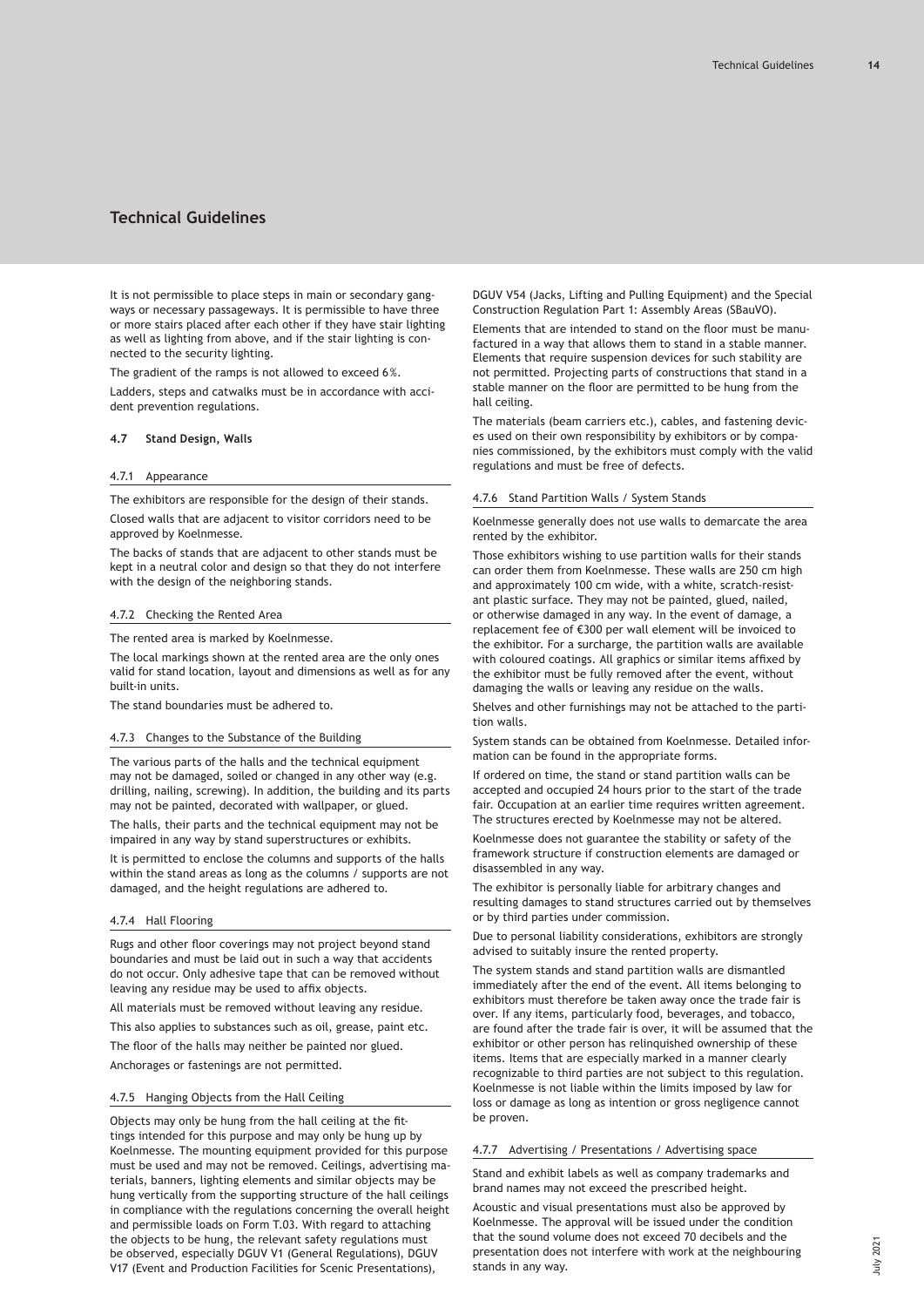## Technical Guidelines

It is not permissible to place steps in main or secondary gangways or necessary passageways. It is permissible to have three or more stairs placed after each other if they have stair lighting as well as lighting from above, and if the stair lighting is connected to the security lighting.

The gradient of the ramps is not allowed to exceed 6%.

Ladders, steps and catwalks must be in accordance with accident prevention regulations.

### 4.7 Stand Design, Walls

#### 4.7.1 Appearance

The exhibitors are responsible for the design of their stands.

Closed walls that are adjacent to visitor corridors need to be approved by Koelnmesse.

The backs of stands that are adjacent to other stands must be kept in a neutral color and design so that they do not interfere with the design of the neighboring stands.

#### 4.7.2 Checking the Rented Area

The rented area is marked by Koelnmesse.

The local markings shown at the rented area are the only ones valid for stand location, layout and dimensions as well as for any built-in units.

The stand boundaries must be adhered to.

#### 4.7.3 Changes to the Substance of the Building

The various parts of the halls and the technical equipment may not be damaged, soiled or changed in any other way (e.g. drilling, nailing, screwing). In addition, the building and its parts may not be painted, decorated with wallpaper, or glued.

The halls, their parts and the technical equipment may not be impaired in any way by stand superstructures or exhibits.

It is permitted to enclose the columns and supports of the halls within the stand areas as long as the columns / supports are not damaged, and the height regulations are adhered to.

#### 4.7.4 Hall Flooring

Rugs and other floor coverings may not project beyond stand boundaries and must be laid out in such a way that accidents do not occur. Only adhesive tape that can be removed without leaving any residue may be used to affix objects.

All materials must be removed without leaving any residue.

This also applies to substances such as oil, grease, paint etc.

The floor of the halls may neither be painted nor glued.

Anchorages or fastenings are not permitted.

#### 4.7.5 Hanging Objects from the Hall Ceiling

Objects may only be hung from the hall ceiling at the fittings intended for this purpose and may only be hung up by Koelnmesse. The mounting equipment provided for this purpose must be used and may not be removed. Ceilings, advertising materials, banners, lighting elements and similar objects may be hung vertically from the supporting structure of the hall ceilings in compliance with the regulations concerning the overall height and permissible loads on Form T.03. With regard to attaching the objects to be hung, the relevant safety regulations must be observed, especially DGUV V1 (General Regulations), DGUV V17 (Event and Production Facilities for Scenic Presentations), DGUV V54 (Jacks, Lifting and Pulling Equipment) and the Special Construction Regulation Part 1: Assembly Areas (SBauVO).

Elements that are intended to stand on the floor must be manufactured in a way that allows them to stand in a stable manner. Elements that require suspension devices for such stability are not permitted. Projecting parts of constructions that stand in a stable manner on the floor are permitted to be hung from the hall ceiling.

The materials (beam carriers etc.), cables, and fastening devices used on their own responsibility by exhibitors or by companies commissioned, by the exhibitors must comply with the valid regulations and must be free of defects.

#### 4.7.6 Stand Partition Walls / System Stands

Koelnmesse generally does not use walls to demarcate the area rented by the exhibitor.

Those exhibitors wishing to use partition walls for their stands can order them from Koelnmesse. These walls are 250 cm high and approximately 100 cm wide, with a white, scratch-resistant plastic surface. They may not be painted, glued, nailed, or otherwise damaged in any way. In the event of damage, a replacement fee of €300 per wall element will be invoiced to the exhibitor. For a surcharge, the partition walls are available with coloured coatings. All graphics or similar items affixed by the exhibitor must be fully removed after the event, without damaging the walls or leaving any residue on the walls.

Shelves and other furnishings may not be attached to the partition walls.

System stands can be obtained from Koelnmesse. Detailed information can be found in the appropriate forms.

If ordered on time, the stand or stand partition walls can be accepted and occupied 24 hours prior to the start of the trade fair. Occupation at an earlier time requires written agreement. The structures erected by Koelnmesse may not be altered.

Koelnmesse does not guarantee the stability or safety of the framework structure if construction elements are damaged or disassembled in any way.

The exhibitor is personally liable for arbitrary changes and resulting damages to stand structures carried out by themselves or by third parties under commission.

Due to personal liability considerations, exhibitors are strongly advised to suitably insure the rented property.

The system stands and stand partition walls are dismantled immediately after the end of the event. All items belonging to exhibitors must therefore be taken away once the trade fair is over. If any items, particularly food, beverages, and tobacco, are found after the trade fair is over, it will be assumed that the exhibitor or other person has relinquished ownership of these items. Items that are especially marked in a manner clearly recognizable to third parties are not subject to this regulation. Koelnmesse is not liable within the limits imposed by law for loss or damage as long as intention or gross negligence cannot be proven.

#### 4.7.7 Advertising / Presentations / Advertising space

Stand and exhibit labels as well as company trademarks and brand names may not exceed the prescribed height.

Acoustic and visual presentations must also be approved by Koelnmesse. The approval will be issued under the condition that the sound volume does not exceed 70 decibels and the presentation does not interfere with work at the neighbouring stands in any way.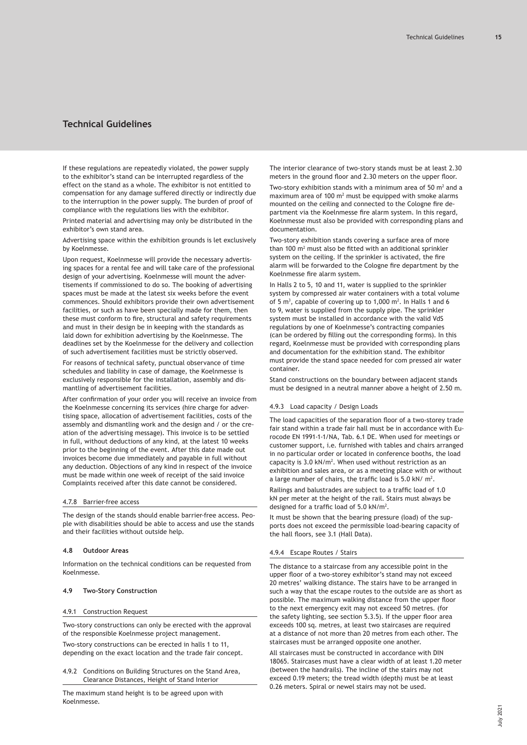# Technical Guidelines

If these regulations are repeatedly violated, the power supply to the exhibitor's stand can be interrupted regardless of the effect on the stand as a whole. The exhibitor is not entitled to compensation for any damage suffered directly or indirectly due to the interruption in the power supply. The burden of proof of compliance with the regulations lies with the exhibitor.

Printed material and advertising may only be distributed in the exhibitor's own stand area.

Advertising space within the exhibition grounds is let exclusively by Koelnmesse.

Upon request, Koelnmesse will provide the necessary advertising spaces for a rental fee and will take care of the professional design of your advertising. Koelnmesse will mount the advertisements if commissioned to do so. The booking of advertising spaces must be made at the latest six weeks before the event commences. Should exhibitors provide their own advertisement facilities, or such as have been specially made for them, then these must conform to fire, structural and safety requirements and must in their design be in keeping with the standards as laid down for exhibition advertising by the Koelnmesse. The deadlines set by the Koelnmesse for the delivery and collection of such advertisement facilities must be strictly observed.

For reasons of technical safety, punctual observance of time schedules and liability in case of damage, the Koelnmesse is exclusively responsible for the installation, assembly and dismantling of advertisement facilities.

After confirmation of your order you will receive an invoice from the Koelnmesse concerning its services (hire charge for advertising space, allocation of advertisement facilities, costs of the assembly and dismantling work and the design and / or the creation of the advertising message). This invoice is to be settled in full, without deductions of any kind, at the latest 10 weeks prior to the beginning of the event. After this date made out invoices become due immediately and payable in full without any deduction. Objections of any kind in respect of the invoice must be made within one week of receipt of the said invoice Complaints received after this date cannot be considered.

#### 4.7.8 Barrier-free access

The design of the stands should enable barrier-free access. People with disabilities should be able to access and use the stands and their facilities without outside help.

### 4.8 Outdoor Areas

Information on the technical conditions can be requested from Koelnmesse.

### 4.9 Two-Story Construction

#### 4.9.1 Construction Request

Two-story constructions can only be erected with the approval of the responsible Koelnmesse project management.

Two-story constructions can be erected in halls 1 to 11, depending on the exact location and the trade fair concept.

#### 4.9.2 Conditions on Building Structures on the Stand Area, Clearance Distances, Height of Stand Interior

The maximum stand height is to be agreed upon with Koelnmesse.

The interior clearance of two-story stands must be at least 2.30 meters in the ground floor and 2.30 meters on the upper floor.

Two-story exhibition stands with a minimum area of 50 m² and a maximum area of 100 m² must be equipped with smoke alarms mounted on the ceiling and connected to the Cologne fire department via the Koelnmesse fire alarm system. In this regard, Koelnmesse must also be provided with corresponding plans and documentation.

Two-story exhibition stands covering a surface area of more than 100 m² must also be fitted with an additional sprinkler system on the ceiling. If the sprinkler is activated, the fire alarm will be forwarded to the Cologne fire department by the Koelnmesse fire alarm system.

In Halls 2 to 5, 10 and 11, water is supplied to the sprinkler system by compressed air water containers with a total volume of 5 m³, capable of covering up to 1,000 m². In Halls 1 and 6 to 9, water is supplied from the supply pipe. The sprinkler system must be installed in accordance with the valid VdS regulations by one of Koelnmesse's contracting companies (can be ordered by filling out the corresponding forms). In this regard, Koelnmesse must be provided with corresponding plans and documentation for the exhibition stand. The exhibitor must provide the stand space needed for com pressed air water container.

Stand constructions on the boundary between adjacent stands must be designed in a neutral manner above a height of 2.50 m.

#### 4.9.3 Load capacity / Design Loads

The load capacities of the separation floor of a two-storey trade fair stand within a trade fair hall must be in accordance with Eurocode EN 1991-1-1/NA, Tab. 6.1 DE. When used for meetings or customer support, i.e. furnished with tables and chairs arranged in no particular order or located in conference booths, the load capacity is 3.0 kN/m². When used without restriction as an exhibition and sales area, or as a meeting place with or without a large number of chairs, the traffic load is 5.0 kN/ m².

Railings and balustrades are subject to a traffic load of 1.0 kN per meter at the height of the rail. Stairs must always be designed for a traffic load of 5.0 kN/m².

It must be shown that the bearing pressure (load) of the supports does not exceed the permissible load-bearing capacity of the hall floors, see 3.1 (Hall Data).

#### 4.9.4 Escape Routes / Stairs

The distance to a staircase from any accessible point in the upper floor of a two-storey exhibitor's stand may not exceed 20 metres' walking distance. The stairs have to be arranged in such a way that the escape routes to the outside are as short as possible. The maximum walking distance from the upper floor to the next emergency exit may not exceed 50 metres. (for the safety lighting, see section 5.3.5). If the upper floor area exceeds 100 sq. metres, at least two staircases are required at a distance of not more than 20 metres from each other. The staircases must be arranged opposite one another.

All staircases must be constructed in accordance with DIN 18065. Staircases must have a clear width of at least 1.20 meter (between the handrails). The incline of the stairs may not exceed 0.19 meters; the tread width (depth) must be at least 0.26 meters. Spiral or newel stairs may not be used.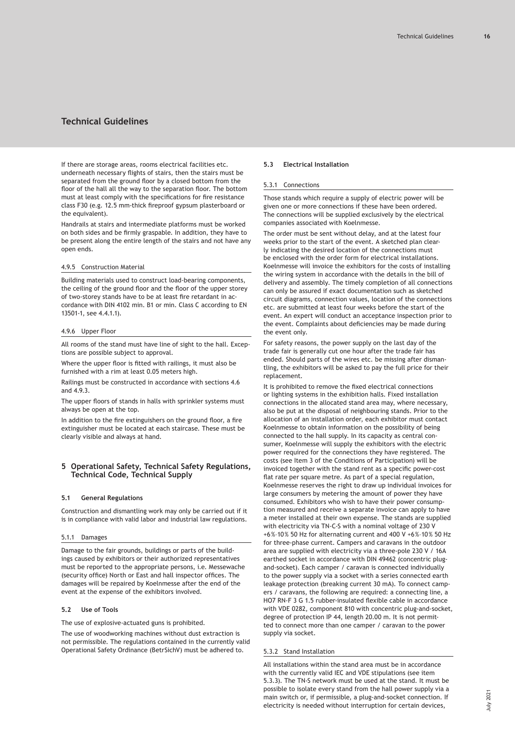# Technical Guidelines

If there are storage areas, rooms electrical facilities etc. underneath necessary flights of stairs, then the stairs must be separated from the ground floor by a closed bottom from the floor of the hall all the way to the separation floor. The bottom must at least comply with the specifications for fire resistance class F30 (e.g. 12.5 mm-thick fireproof gypsum plasterboard or the equivalent).

Handrails at stairs and intermediate platforms must be worked on both sides and be firmly graspable. In addition, they have to be present along the entire length of the stairs and not have any open ends.

#### 4.9.5 Construction Material

Building materials used to construct load-bearing components, the ceiling of the ground floor and the floor of the upper storey of two-storey stands have to be at least fire retardant in accordance with DIN 4102 min. B1 or min. Class C according to EN 13501-1, see 4.4.1.1).

#### 4.9.6 Upper Floor

All rooms of the stand must have line of sight to the hall. Exceptions are possible subject to approval.

Where the upper floor is fitted with railings, it must also be furnished with a rim at least 0.05 meters high.

Railings must be constructed in accordance with sections 4.6 and 4.9.3.

The upper floors of stands in halls with sprinkler systems must always be open at the top.

In addition to the fire extinguishers on the ground floor, a fire extinguisher must be located at each staircase. These must be clearly visible and always at hand.

## 5 Operational Safety, Technical Safety Regulations, Technical Code, Technical Supply

### 5.1 General Regulations

Construction and dismantling work may only be carried out if it is in compliance with valid labor and industrial law regulations.

#### 5.1.1 Damages

Damage to the fair grounds, buildings or parts of the buildings caused by exhibitors or their authorized representatives must be reported to the appropriate persons, i.e. Messewache (security office) North or East and hall inspector offices. The damages will be repaired by Koelnmesse after the end of the event at the expense of the exhibitors involved.

### 5.2 Use of Tools

The use of explosive-actuated guns is prohibited.

The use of woodworking machines without dust extraction is not permissible. The regulations contained in the currently valid Operational Safety Ordinance (BetrSichV) must be adhered to.

### 5.3 Electrical Installation

#### 5.3.1 Connections

Those stands which require a supply of electric power will be given one or more connections if these have been ordered. The connections will be supplied exclusively by the electrical companies associated with Koelnmesse.

The order must be sent without delay, and at the latest four weeks prior to the start of the event. A sketched plan clearly indicating the desired location of the connections must be enclosed with the order form for electrical installations. Koelnmesse will invoice the exhibitors for the costs of installing the wiring system in accordance with the details in the bill of delivery and assembly. The timely completion of all connections can only be assured if exact documentation such as sketched circuit diagrams, connection values, location of the connections etc. are submitted at least four weeks before the start of the event. An expert will conduct an acceptance inspection prior to the event. Complaints about deficiencies may be made during the event only.

For safety reasons, the power supply on the last day of the trade fair is generally cut one hour after the trade fair has ended. Should parts of the wires etc. be missing after dismantling, the exhibitors will be asked to pay the full price for their replacement.

It is prohibited to remove the fixed electrical connections or lighting systems in the exhibition halls. Fixed installation connections in the allocated stand area may, where necessary, also be put at the disposal of neighbouring stands. Prior to the allocation of an installation order, each exhibitor must contact Koelnmesse to obtain information on the possibility of being connected to the hall supply. In its capacity as central consumer, Koelnmesse will supply the exhibitors with the electric power required for the connections they have registered. The costs (see Item 3 of the Conditions of Participation) will be invoiced together with the stand rent as a specific power-cost flat rate per square metre. As part of a special regulation, Koelnmesse reserves the right to draw up individual invoices for large consumers by metering the amount of power they have consumed. Exhibitors who wish to have their power consumption measured and receive a separate invoice can apply to have a meter installed at their own expense. The stands are supplied with electricity via TN-C-S with a nominal voltage of 230 V +6%-10% 50 Hz for alternating current and 400 V +6%-10% 50 Hz for three-phase current. Campers and caravans in the outdoor area are supplied with electricity via a three-pole 230 V / 16A earthed socket in accordance with DIN 49462 (concentric plug-and-socket). Each camper / caravan is connected individually to the power supply via a socket with a series connected earth leakage protection (breaking current 30 mA). To connect campers / caravans, the following are required: a connecting line, a HO7 RN-F 3 G 1.5 rubber-insulated flexible cable in accordance with VDE 0282, component 810 with concentric plug-and-socket, degree of protection IP 44, length 20.00 m. It is not permitted to connect more than one camper / caravan to the power supply via socket.

#### 5.3.2 Stand Installation

All installations within the stand area must be in accordance with the currently valid IEC and VDE stipulations (see item 5.3.3). The TN-S network must be used at the stand. It must be possible to isolate every stand from the hall power supply via a main switch or, if permissible, a plug-and-socket connection. If electricity is needed without interruption for certain devices,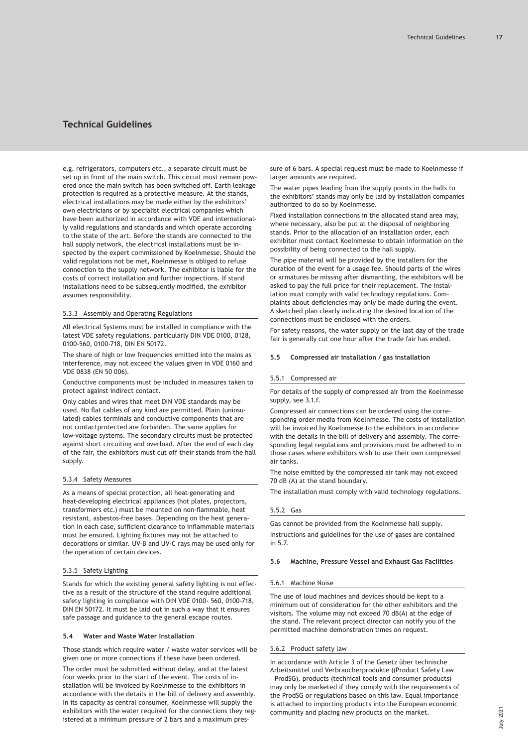# Technical Guidelines

e.g. refrigerators, computers etc., a separate circuit must be set up in front of the main switch. This circuit must remain powered once the main switch has been switched off. Earth leakage protection is required as a protective measure. At the stands, electrical installations may be made either by the exhibitors' own electricians or by specialist electrical companies which have been authorized in accordance with VDE and internationally valid regulations and standards and which operate according to the state of the art. Before the stands are connected to the hall supply network, the electrical installations must be inspected by the expert commissioned by Koelnmesse. Should the valid regulations not be met, Koelnmesse is obliged to refuse connection to the supply network. The exhibitor is liable for the costs of correct installation and further inspections. If stand installations need to be subsequently modified, the exhibitor assumes responsibility.

### 5.3.3 Assembly and Operating Regulations

All electrical Systems must be installed in compliance with the latest VDE safety regulations, particularly DIN VDE 0100, 0128, 0100-560, 0100-718, DIN EN 50172.

The share of high or low frequencies emitted into the mains as interference, may not exceed the values given in VDE 0160 and VDE 0838 (EN 50 006).

Conductive components must be included in measures taken to protect against indirect contact.

Only cables and wires that meet DIN VDE standards may be used. No flat cables of any kind are permitted. Plain (uninsulated) cables terminals and conductive components that are not contactprotected are forbidden. The same applies for low-voltage systems. The secondary circuits must be protected against short circuiting and overload. After the end of each day of the fair, the exhibitors must cut off their stands from the hall supply.

### 5.3.4 Safety Measures

As a means of special protection, all heat-generating and heat-developing electrical appliances (hot plates, projectors, transformers etc.) must be mounted on non-flammable, heat resistant, asbestos-free bases. Depending on the heat generation in each case, sufficient clearance to inflammable materials must be ensured. Lighting fixtures may not be attached to decorations or similar. UV-B and UV-C rays may be used only for the operation of certain devices.

### 5.3.5 Safety Lighting

Stands for which the existing general safety lighting is not effective as a result of the structure of the stand require additional safety lighting in compliance with DIN VDE 0100- 560, 0100-718, DIN EN 50172. It must be laid out in such a way that it ensures safe passage and guidance to the general escape routes.

## 5.4 Water and Waste Water Installation

Those stands which require water / waste water services will be given one or more connections if these have been ordered.

The order must be submitted without delay, and at the latest four weeks prior to the start of the event. The costs of installation will be invoiced by Koelnmesse to the exhibitors in accordance with the details in the bill of delivery and assembly. In its capacity as central consumer, Koelnmesse will supply the exhibitors with the water required for the connections they registered at a minimum pressure of 2 bars and a maximum pressure of 6 bars. A special request must be made to Koelnmesse if larger amounts are required.

The water pipes leading from the supply points in the halls to the exhibitors' stands may only be laid by installation companies authorized to do so by Koelnmesse.

Fixed installation connections in the allocated stand area may, where necessary, also be put at the disposal of neighboring stands. Prior to the allocation of an installation order, each exhibitor must contact Koelnmesse to obtain information on the possibility of being connected to the hall supply.

The pipe material will be provided by the installers for the duration of the event for a usage fee. Should parts of the wires or armatures be missing after dismantling, the exhibitors will be asked to pay the full price for their replacement. The installation must comply with valid technology regulations. Complaints about deficiencies may only be made during the event. A sketched plan clearly indicating the desired location of the connections must be enclosed with the orders.

For safety reasons, the water supply on the last day of the trade fair is generally cut one hour after the trade fair has ended.

## 5.5 Compressed air installation / gas installation

### 5.5.1 Compressed air

For details of the supply of compressed air from the Koelnmesse supply, see 3.1.f.

Compressed air connections can be ordered using the corresponding order media from Koelnmesse. The costs of installation will be invoiced by Koelnmesse to the exhibitors in accordance with the details in the bill of delivery and assembly. The corresponding legal regulations and provisions must be adhered to in those cases where exhibitors wish to use their own compressed air tanks.

The noise emitted by the compressed air tank may not exceed 70 dB (A) at the stand boundary.

The installation must comply with valid technology regulations.

### 5.5.2 Gas

Gas cannot be provided from the Koelnmesse hall supply.

Instructions and guidelines for the use of gases are contained in 5.7.

## 5.6 Machine, Pressure Vessel and Exhaust Gas Facilities

### 5.6.1 Machine Noise

The use of loud machines and devices should be kept to a minimum out of consideration for the other exhibitors and the visitors. The volume may not exceed 70 dB(A) at the edge of the stand. The relevant project director can notify you of the permitted machine demonstration times on request.

### 5.6.2 Product safety law

In accordance with Article 3 of the Gesetz über technische Arbeitsmittel und Verbraucherprodukte ((Product Safety Law – ProdSG), products (technical tools and consumer products) may only be marketed if they comply with the requirements of the ProdSG or regulations based on this law. Equal importance is attached to importing products into the European economic community and placing new products on the market.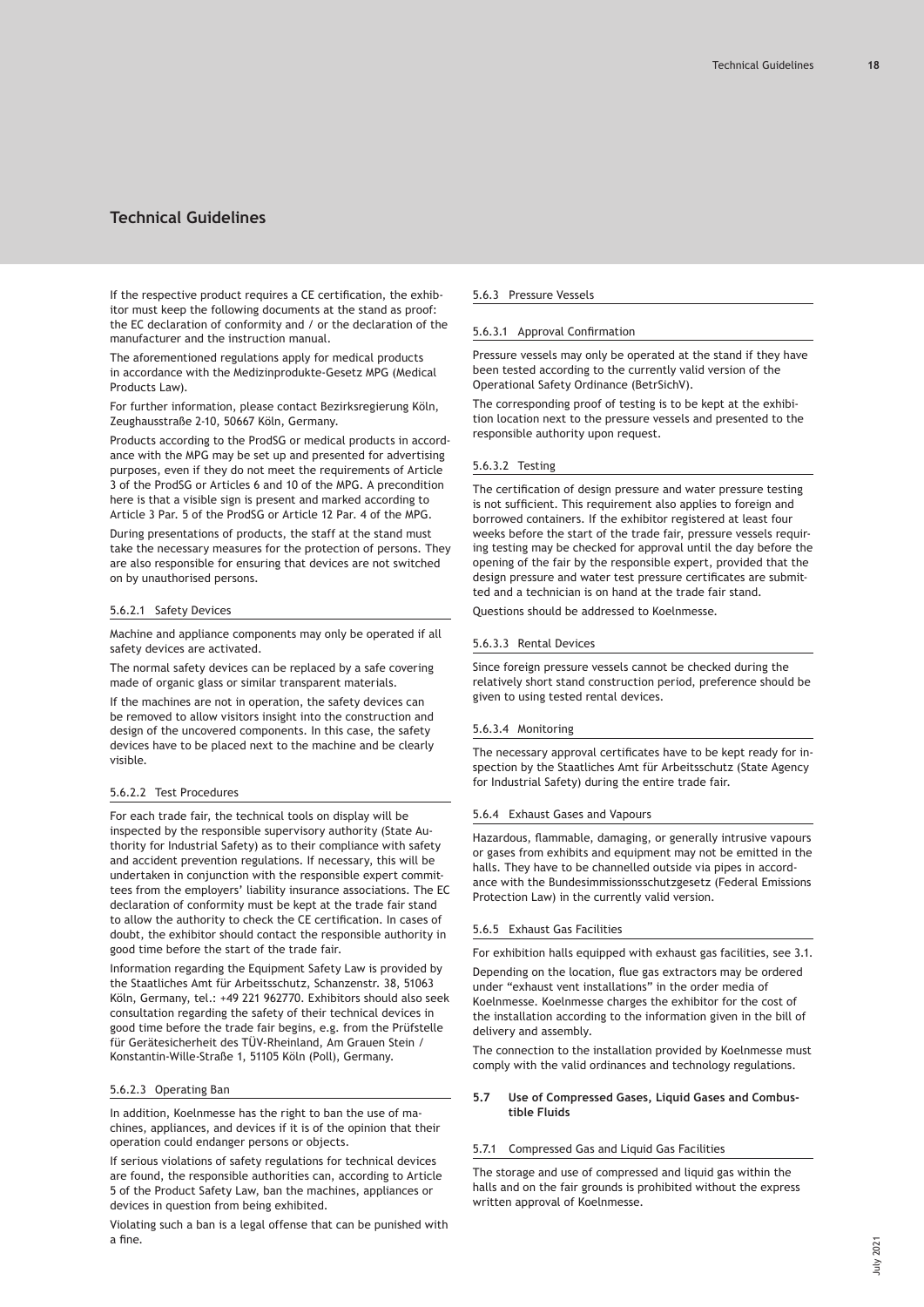# Technical Guidelines

If the respective product requires a CE certification, the exhibitor must keep the following documents at the stand as proof: the EC declaration of conformity and / or the declaration of the manufacturer and the instruction manual.

The aforementioned regulations apply for medical products in accordance with the Medizinprodukte-Gesetz MPG (Medical Products Law).

For further information, please contact Bezirksregierung Köln, Zeughausstraße 2-10, 50667 Köln, Germany.

Products according to the ProdSG or medical products in accordance with the MPG may be set up and presented for advertising purposes, even if they do not meet the requirements of Article 3 of the ProdSG or Articles 6 and 10 of the MPG. A precondition here is that a visible sign is present and marked according to Article 3 Par. 5 of the ProdSG or Article 12 Par. 4 of the MPG.

During presentations of products, the staff at the stand must take the necessary measures for the protection of persons. They are also responsible for ensuring that devices are not switched on by unauthorised persons.

#### 5.6.2.1 Safety Devices

Machine and appliance components may only be operated if all safety devices are activated.

The normal safety devices can be replaced by a safe covering made of organic glass or similar transparent materials.

If the machines are not in operation, the safety devices can be removed to allow visitors insight into the construction and design of the uncovered components. In this case, the safety devices have to be placed next to the machine and be clearly visible.

#### 5.6.2.2 Test Procedures

For each trade fair, the technical tools on display will be inspected by the responsible supervisory authority (State Authority for Industrial Safety) as to their compliance with safety and accident prevention regulations. If necessary, this will be undertaken in conjunction with the responsible expert committees from the employers' liability insurance associations. The EC declaration of conformity must be kept at the trade fair stand to allow the authority to check the CE certification. In cases of doubt, the exhibitor should contact the responsible authority in good time before the start of the trade fair.

Information regarding the Equipment Safety Law is provided by the Staatliches Amt für Arbeitsschutz, Schanzenstr. 38, 51063 Köln, Germany, tel.: +49 221 962770. Exhibitors should also seek consultation regarding the safety of their technical devices in good time before the trade fair begins, e.g. from the Prüfstelle für Gerätesicherheit des TÜV-Rheinland, Am Grauen Stein / Konstantin-Wille-Straße 1, 51105 Köln (Poll), Germany.

#### 5.6.2.3 Operating Ban

In addition, Koelnmesse has the right to ban the use of machines, appliances, and devices if it is of the opinion that their operation could endanger persons or objects.

If serious violations of safety regulations for technical devices are found, the responsible authorities can, according to Article 5 of the Product Safety Law, ban the machines, appliances or devices in question from being exhibited.

Violating such a ban is a legal offense that can be punished with a fine.

### 5.6.3 Pressure Vessels

#### 5.6.3.1 Approval Confirmation

Pressure vessels may only be operated at the stand if they have been tested according to the currently valid version of the Operational Safety Ordinance (BetrSichV).

The corresponding proof of testing is to be kept at the exhibition location next to the pressure vessels and presented to the responsible authority upon request.

#### 5.6.3.2 Testing

The certification of design pressure and water pressure testing is not sufficient. This requirement also applies to foreign and borrowed containers. If the exhibitor registered at least four weeks before the start of the trade fair, pressure vessels requiring testing may be checked for approval until the day before the opening of the fair by the responsible expert, provided that the design pressure and water test pressure certificates are submitted and a technician is on hand at the trade fair stand.

Questions should be addressed to Koelnmesse.

#### 5.6.3.3 Rental Devices

Since foreign pressure vessels cannot be checked during the relatively short stand construction period, preference should be given to using tested rental devices.

#### 5.6.3.4 Monitoring

The necessary approval certificates have to be kept ready for inspection by the Staatliches Amt für Arbeitsschutz (State Agency for Industrial Safety) during the entire trade fair.

### 5.6.4 Exhaust Gases and Vapours

Hazardous, flammable, damaging, or generally intrusive vapours or gases from exhibits and equipment may not be emitted in the halls. They have to be channelled outside via pipes in accordance with the Bundesimmissionsschutzgesetz (Federal Emissions Protection Law) in the currently valid version.

### 5.6.5 Exhaust Gas Facilities

For exhibition halls equipped with exhaust gas facilities, see 3.1.

Depending on the location, flue gas extractors may be ordered under "exhaust vent installations" in the order media of Koelnmesse. Koelnmesse charges the exhibitor for the cost of the installation according to the information given in the bill of delivery and assembly.

The connection to the installation provided by Koelnmesse must comply with the valid ordinances and technology regulations.

## 5.7 Use of Compressed Gases, Liquid Gases and Combustible Fluids

### 5.7.1 Compressed Gas and Liquid Gas Facilities

The storage and use of compressed and liquid gas within the halls and on the fair grounds is prohibited without the express written approval of Koelnmesse.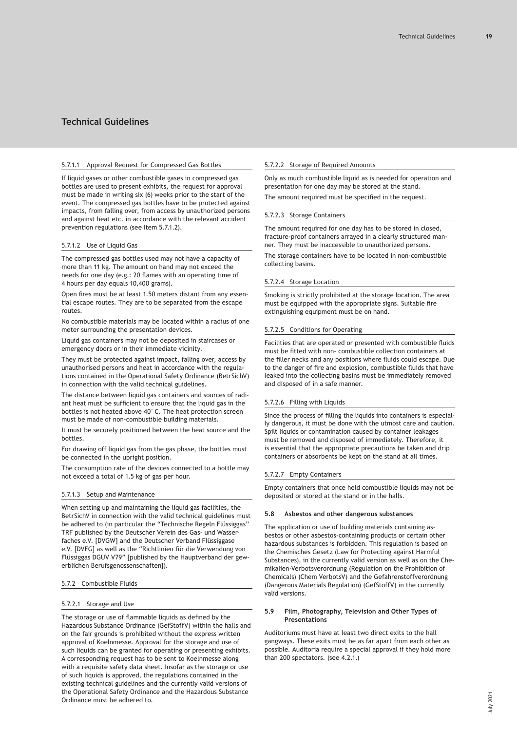# Technical Guidelines

#### 5.7.1.1 Approval Request for Compressed Gas Bottles

If liquid gases or other combustible gases in compressed gas bottles are used to present exhibits, the request for approval must be made in writing six (6) weeks prior to the start of the event. The compressed gas bottles have to be protected against impacts, from falling over, from access by unauthorized persons and against heat etc. in accordance with the relevant accident prevention regulations (see Item 5.7.1.2).

#### 5.7.1.2 Use of Liquid Gas

The compressed gas bottles used may not have a capacity of more than 11 kg. The amount on hand may not exceed the needs for one day (e.g.: 20 flames with an operating time of 4 hours per day equals 10,400 grams).

Open fires must be at least 1.50 meters distant from any essential escape routes. They are to be separated from the escape routes.

No combustible materials may be located within a radius of one meter surrounding the presentation devices.

Liquid gas containers may not be deposited in staircases or emergency doors or in their immediate vicinity.

They must be protected against impact, falling over, access by unauthorised persons and heat in accordance with the regulations contained in the Operational Safety Ordinance (BetrSichV) in connection with the valid technical guidelines.

The distance between liquid gas containers and sources of radiant heat must be sufficient to ensure that the liquid gas in the bottles is not heated above 40° C. The heat protection screen must be made of non-combustible building materials.

It must be securely positioned between the heat source and the bottles.

For drawing off liquid gas from the gas phase, the bottles must be connected in the upright position.

The consumption rate of the devices connected to a bottle may not exceed a total of 1.5 kg of gas per hour.

#### 5.7.1.3 Setup and Maintenance

When setting up and maintaining the liquid gas facilities, the BetrSichV in connection with the valid technical guidelines must be adhered to (in particular the “Technische Regeln Flüssiggas” TRF published by the Deutscher Verein des Gas- und Wasserfaches e.V. [DVGW] and the Deutscher Verband Flüssiggase e.V. [DVFG] as well as the “Richtlinien für die Verwendung von Flüssiggas DGUV V79” [published by the Hauptverband der gewerblichen Berufsgenossenschaften]).

### 5.7.2 Combustible Fluids

#### 5.7.2.1 Storage and Use

The storage or use of flammable liquids as defined by the Hazardous Substance Ordinance (GefStoffV) within the halls and on the fair grounds is prohibited without the express written approval of Koelnmesse. Approval for the storage and use of such liquids can be granted for operating or presenting exhibits. A corresponding request has to be sent to Koelnmesse along with a requisite safety data sheet. Insofar as the storage or use of such liquids is approved, the regulations contained in the existing technical guidelines and the currently valid versions of the Operational Safety Ordinance and the Hazardous Substance Ordinance must be adhered to.

#### 5.7.2.2 Storage of Required Amounts

Only as much combustible liquid as is needed for operation and presentation for one day may be stored at the stand.

The amount required must be specified in the request.

#### 5.7.2.3 Storage Containers

The amount required for one day has to be stored in closed, fracture-proof containers arrayed in a clearly structured manner. They must be inaccessible to unauthorized persons.

The storage containers have to be located in non-combustible collecting basins.

#### 5.7.2.4 Storage Location

Smoking is strictly prohibited at the storage location. The area must be equipped with the appropriate signs. Suitable fire extinguishing equipment must be on hand.

#### 5.7.2.5 Conditions for Operating

Facilities that are operated or presented with combustible fluids must be fitted with non- combustible collection containers at the filler necks and any positions where fluids could escape. Due to the danger of fire and explosion, combustible fluids that have leaked into the collecting basins must be immediately removed and disposed of in a safe manner.

#### 5.7.2.6 Filling with Liquids

Since the process of filling the liquids into containers is especially dangerous, it must be done with the utmost care and caution. Spilt liquids or contamination caused by container leakages must be removed and disposed of immediately. Therefore, it is essential that the appropriate precautions be taken and drip containers or absorbents be kept on the stand at all times.

#### 5.7.2.7 Empty Containers

Empty containers that once held combustible liquids may not be deposited or stored at the stand or in the halls.

### 5.8 Asbestos and other dangerous substances

The application or use of building materials containing asbestos or other asbestos-containing products or certain other hazardous substances is forbidden. This regulation is based on the Chemisches Gesetz (Law for Protecting against Harmful Substances), in the currently valid version as well as on the Chemikalien-Verbotsverordnung (Regulation on the Prohibition of Chemicals) (Chem VerbotsV) and the Gefahrenstoffverordnung (Dangerous Materials Regulation) (GefStoffV) in the currently valid versions.

### 5.9 Film, Photography, Television and Other Types of Presentations

Auditoriums must have at least two direct exits to the hall gangways. These exits must be as far apart from each other as possible. Auditoria require a special approval if they hold more than 200 spectators. (see 4.2.1.)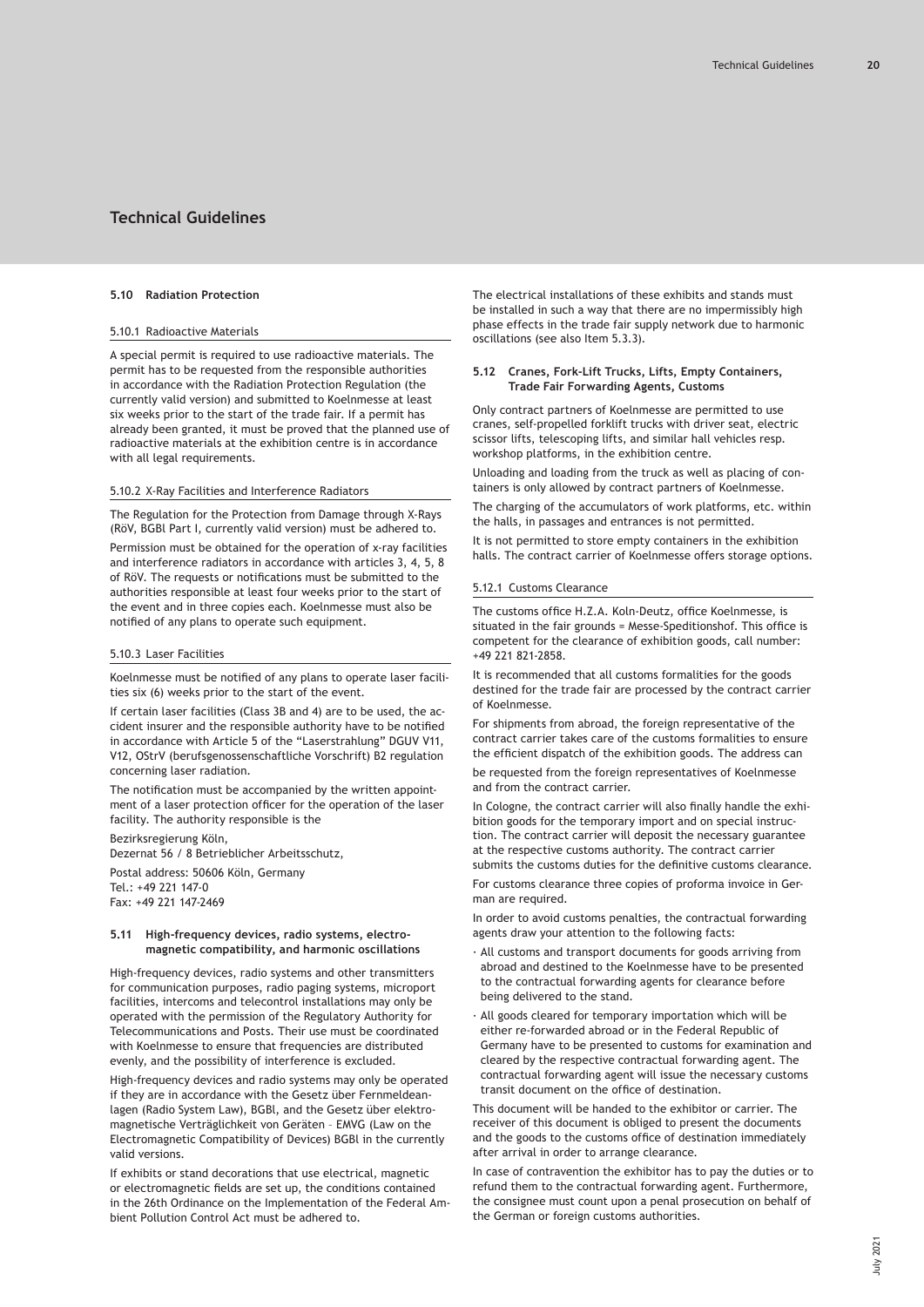# Technical Guidelines

### 5.10 Radiation Protection

#### 5.10.1 Radioactive Materials

A special permit is required to use radioactive materials. The permit has to be requested from the responsible authorities in accordance with the Radiation Protection Regulation (the currently valid version) and submitted to Koelnmesse at least six weeks prior to the start of the trade fair. If a permit has already been granted, it must be proved that the planned use of radioactive materials at the exhibition centre is in accordance with all legal requirements.

#### 5.10.2 X-Ray Facilities and Interference Radiators

The Regulation for the Protection from Damage through X-Rays (RöV, BGBl Part I, currently valid version) must be adhered to.

Permission must be obtained for the operation of x-ray facilities and interference radiators in accordance with articles 3, 4, 5, 8 of RöV. The requests or notifications must be submitted to the authorities responsible at least four weeks prior to the start of the event and in three copies each. Koelnmesse must also be notified of any plans to operate such equipment.

#### 5.10.3 Laser Facilities

Koelnmesse must be notified of any plans to operate laser facilities six (6) weeks prior to the start of the event.

If certain laser facilities (Class 3B and 4) are to be used, the accident insurer and the responsible authority have to be notified in accordance with Article 5 of the "Laserstrahlung" DGUV V11, V12, OStrV (berufsgenossenschaftliche Vorschrift) B2 regulation concerning laser radiation.

The notification must be accompanied by the written appointment of a laser protection officer for the operation of the laser facility. The authority responsible is the

Bezirksregierung Köln,
Dezernat 56 / 8 Betrieblicher Arbeitsschutz,

Postal address: 50606 Köln, Germany
Tel.: +49 221 147-0
Fax: +49 221 147-2469

### 5.11 High-frequency devices, radio systems, electromagnetic compatibility, and harmonic oscillations

High-frequency devices, radio systems and other transmitters for communication purposes, radio paging systems, microport facilities, intercoms and telecontrol installations may only be operated with the permission of the Regulatory Authority for Telecommunications and Posts. Their use must be coordinated with Koelnmesse to ensure that frequencies are distributed evenly, and the possibility of interference is excluded.

High-frequency devices and radio systems may only be operated if they are in accordance with the Gesetz über Fernmeldeanlagen (Radio System Law), BGBl, and the Gesetz über elektromagnetische Verträglichkeit von Geräten – EMVG (Law on the Electromagnetic Compatibility of Devices) BGBl in the currently valid versions.

If exhibits or stand decorations that use electrical, magnetic or electromagnetic fields are set up, the conditions contained in the 26th Ordinance on the Implementation of the Federal Ambient Pollution Control Act must be adhered to.

The electrical installations of these exhibits and stands must be installed in such a way that there are no impermissibly high phase effects in the trade fair supply network due to harmonic oscillations (see also Item 5.3.3).

### 5.12 Cranes, Fork-Lift Trucks, Lifts, Empty Containers, Trade Fair Forwarding Agents, Customs

Only contract partners of Koelnmesse are permitted to use cranes, self-propelled forklift trucks with driver seat, electric scissor lifts, telescoping lifts, and similar hall vehicles resp. workshop platforms, in the exhibition centre.

Unloading and loading from the truck as well as placing of containers is only allowed by contract partners of Koelnmesse.

The charging of the accumulators of work platforms, etc. within the halls, in passages and entrances is not permitted.

It is not permitted to store empty containers in the exhibition halls. The contract carrier of Koelnmesse offers storage options.

#### 5.12.1 Customs Clearance

The customs office H.Z.A. Koln-Deutz, office Koelnmesse, is situated in the fair grounds = Messe-Speditionshof. This office is competent for the clearance of exhibition goods, call number: +49 221 821-2858.

It is recommended that all customs formalities for the goods destined for the trade fair are processed by the contract carrier of Koelnmesse.

For shipments from abroad, the foreign representative of the contract carrier takes care of the customs formalities to ensure the efficient dispatch of the exhibition goods. The address can be requested from the foreign representatives of Koelnmesse and from the contract carrier.

In Cologne, the contract carrier will also finally handle the exhibition goods for the temporary import and on special instruction. The contract carrier will deposit the necessary guarantee at the respective customs authority. The contract carrier submits the customs duties for the definitive customs clearance.

For customs clearance three copies of proforma invoice in German are required.

In order to avoid customs penalties, the contractual forwarding agents draw your attention to the following facts:

- All customs and transport documents for goods arriving from abroad and destined to the Koelnmesse have to be presented to the contractual forwarding agents for clearance before being delivered to the stand.
- All goods cleared for temporary importation which will be either re-forwarded abroad or in the Federal Republic of Germany have to be presented to customs for examination and cleared by the respective contractual forwarding agent. The contractual forwarding agent will issue the necessary customs transit document on the office of destination.

This document will be handed to the exhibitor or carrier. The receiver of this document is obliged to present the documents and the goods to the customs office of destination immediately after arrival in order to arrange clearance.

In case of contravention the exhibitor has to pay the duties or to refund them to the contractual forwarding agent. Furthermore, the consignee must count upon a penal prosecution on behalf of the German or foreign customs authorities.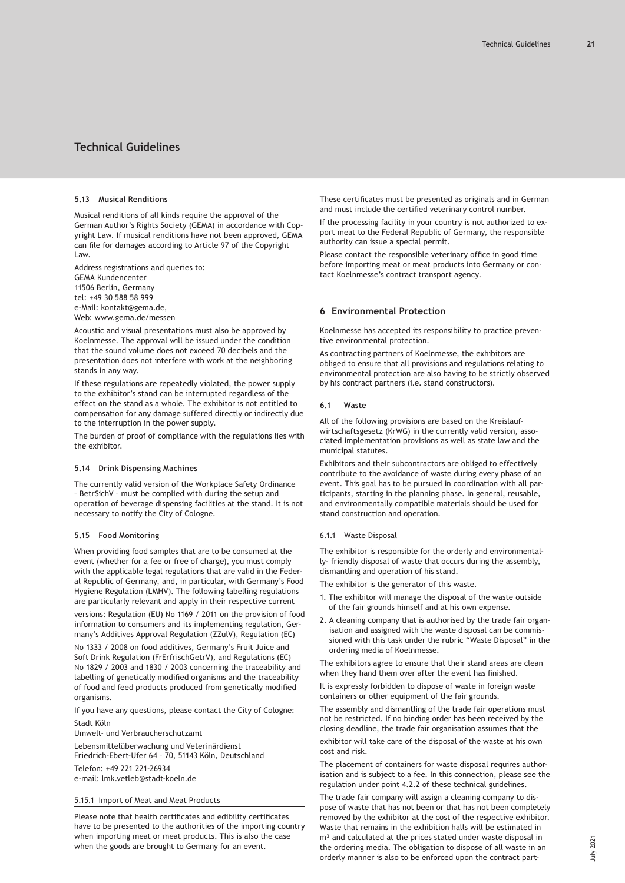## Technical Guidelines

#### 5.13 Musical Renditions

Musical renditions of all kinds require the approval of the German Author's Rights Society (GEMA) in accordance with Copyright Law. If musical renditions have not been approved, GEMA can file for damages according to Article 97 of the Copyright Law.

Address registrations and queries to:
GEMA Kundencenter
11506 Berlin, Germany
tel: +49 30 588 58 999
e-Mail: kontakt@gema.de,
Web: www.gema.de/messen

Acoustic and visual presentations must also be approved by Koelnmesse. The approval will be issued under the condition that the sound volume does not exceed 70 decibels and the presentation does not interfere with work at the neighboring stands in any way.

If these regulations are repeatedly violated, the power supply to the exhibitor's stand can be interrupted regardless of the effect on the stand as a whole. The exhibitor is not entitled to compensation for any damage suffered directly or indirectly due to the interruption in the power supply.

The burden of proof of compliance with the regulations lies with the exhibitor.

#### 5.14 Drink Dispensing Machines

The currently valid version of the Workplace Safety Ordinance – BetrSichV – must be complied with during the setup and operation of beverage dispensing facilities at the stand. It is not necessary to notify the City of Cologne.

#### 5.15 Food Monitoring

When providing food samples that are to be consumed at the event (whether for a fee or free of charge), you must comply with the applicable legal regulations that are valid in the Federal Republic of Germany, and, in particular, with Germany's Food Hygiene Regulation (LMHV). The following labelling regulations are particularly relevant and apply in their respective current versions: Regulation (EU) No 1169 / 2011 on the provision of food information to consumers and its implementing regulation, Germany's Additives Approval Regulation (ZZulV), Regulation (EC) No 1333 / 2008 on food additives, Germany's Fruit Juice and Soft Drink Regulation (FrErfrischGetrV), and Regulations (EC) No 1829 / 2003 and 1830 / 2003 concerning the traceability and labelling of genetically modified organisms and the traceability of food and feed products produced from genetically modified organisms.

If you have any questions, please contact the City of Cologne:
Stadt Köln
Umwelt- und Verbraucherschutzamt
Lebensmittelüberwachung und Veterinärdienst
Friedrich-Ebert-Ufer 64 – 70, 51143 Köln, Deutschland
Telefon: +49 221 221-26934
e-mail: lmk.vetleb@stadt-koeln.de

##### 5.15.1 Import of Meat and Meat Products

Please note that health certificates and edibility certificates have to be presented to the authorities of the importing country when importing meat or meat products. This is also the case when the goods are brought to Germany for an event.

These certificates must be presented as originals and in German and must include the certified veterinary control number.

If the processing facility in your country is not authorized to export meat to the Federal Republic of Germany, the responsible authority can issue a special permit.

Please contact the responsible veterinary office in good time before importing meat or meat products into Germany or contact Koelnmesse's contract transport agency.

### 6 Environmental Protection

Koelnmesse has accepted its responsibility to practice preventive environmental protection.

As contracting partners of Koelnmesse, the exhibitors are obliged to ensure that all provisions and regulations relating to environmental protection are also having to be strictly observed by his contract partners (i.e. stand constructors).

#### 6.1 Waste

All of the following provisions are based on the Kreislaufwirtschaftsgesetz (KrWG) in the currently valid version, associated implementation provisions as well as state law and the municipal statutes.

Exhibitors and their subcontractors are obliged to effectively contribute to the avoidance of waste during every phase of an event. This goal has to be pursued in coordination with all participants, starting in the planning phase. In general, reusable, and environmentally compatible materials should be used for stand construction and operation.

##### 6.1.1 Waste Disposal

The exhibitor is responsible for the orderly and environmentally- friendly disposal of waste that occurs during the assembly, dismantling and operation of his stand.

The exhibitor is the generator of this waste.

1. The exhibitor will manage the disposal of the waste outside of the fair grounds himself and at his own expense.
2. A cleaning company that is authorised by the trade fair organisation and assigned with the waste disposal can be commissioned with this task under the rubric "Waste Disposal" in the ordering media of Koelnmesse.

The exhibitors agree to ensure that their stand areas are clean when they hand them over after the event has finished.

It is expressly forbidden to dispose of waste in foreign waste containers or other equipment of the fair grounds.

The assembly and dismantling of the trade fair operations must not be restricted. If no binding order has been received by the closing deadline, the trade fair organisation assumes that the exhibitor will take care of the disposal of the waste at his own cost and risk.

The placement of containers for waste disposal requires authorisation and is subject to a fee. In this connection, please see the regulation under point 4.2.2 of these technical guidelines.

The trade fair company will assign a cleaning company to dispose of waste that has not been or that has not been completely removed by the exhibitor at the cost of the respective exhibitor. Waste that remains in the exhibition halls will be estimated in $m^3$ and calculated at the prices stated under waste disposal in the ordering media. The obligation to dispose of all waste in an orderly manner is also to be enforced upon the contract part-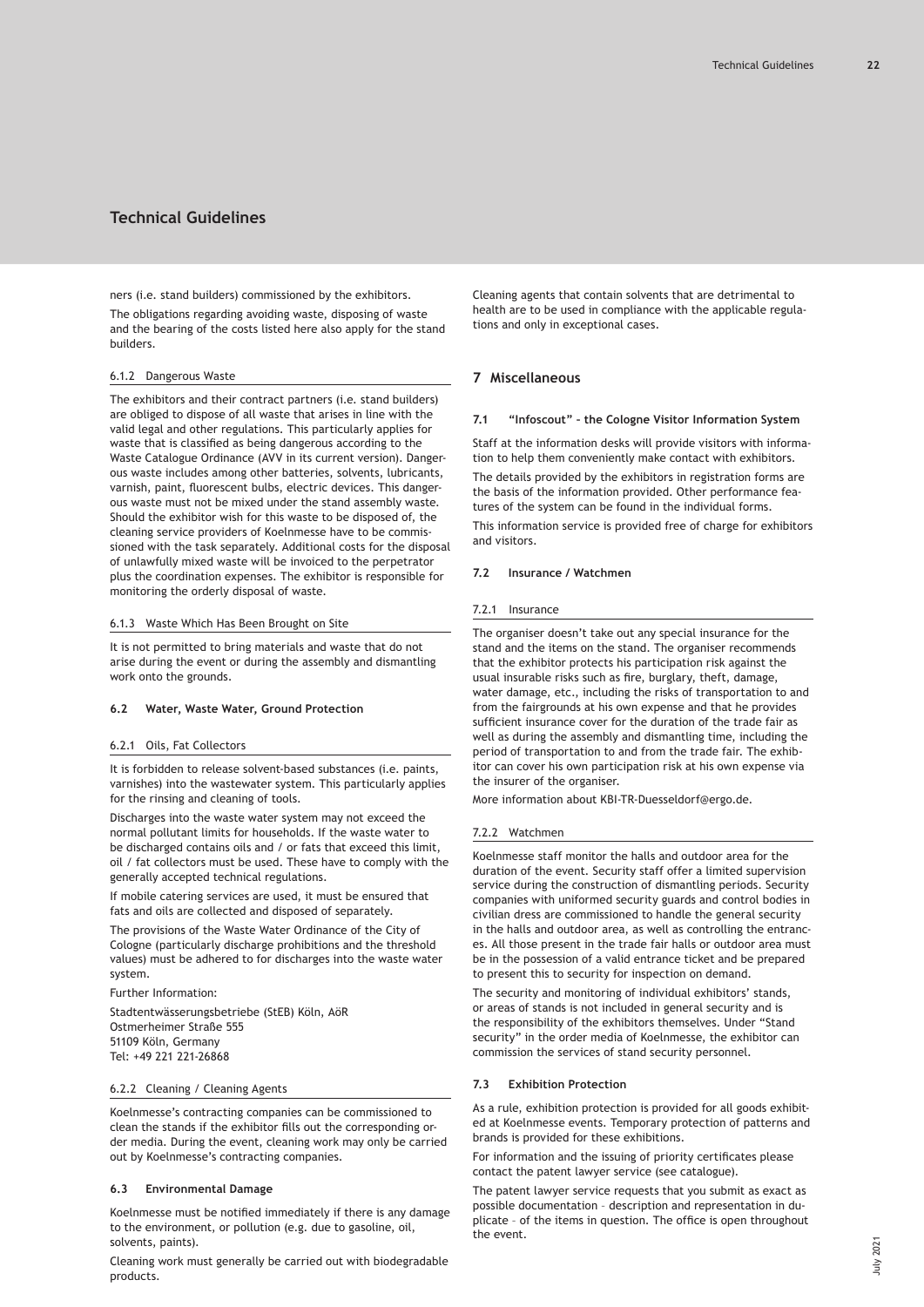ners (i.e. stand builders) commissioned by the exhibitors.

The obligations regarding avoiding waste, disposing of waste and the bearing of the costs listed here also apply for the stand builders.

#### 6.1.2 Dangerous Waste

The exhibitors and their contract partners (i.e. stand builders) are obliged to dispose of all waste that arises in line with the valid legal and other regulations. This particularly applies for waste that is classified as being dangerous according to the Waste Catalogue Ordinance (AVV in its current version). Dangerous waste includes among other batteries, solvents, lubricants, varnish, paint, fluorescent bulbs, electric devices. This dangerous waste must not be mixed under the stand assembly waste. Should the exhibitor wish for this waste to be disposed of, the cleaning service providers of Koelnmesse have to be commissioned with the task separately. Additional costs for the disposal of unlawfully mixed waste will be invoiced to the perpetrator plus the coordination expenses. The exhibitor is responsible for monitoring the orderly disposal of waste.

#### 6.1.3 Waste Which Has Been Brought on Site

It is not permitted to bring materials and waste that do not arise during the event or during the assembly and dismantling work onto the grounds.

### 6.2 Water, Waste Water, Ground Protection

#### 6.2.1 Oils, Fat Collectors

It is forbidden to release solvent-based substances (i.e. paints, varnishes) into the wastewater system. This particularly applies for the rinsing and cleaning of tools.

Discharges into the waste water system may not exceed the normal pollutant limits for households. If the waste water to be discharged contains oils and / or fats that exceed this limit, oil / fat collectors must be used. These have to comply with the generally accepted technical regulations.

If mobile catering services are used, it must be ensured that fats and oils are collected and disposed of separately.

The provisions of the Waste Water Ordinance of the City of Cologne (particularly discharge prohibitions and the threshold values) must be adhered to for discharges into the waste water system.

Further Information:

Stadtentwässerungsbetriebe (StEB) Köln, AöR
Ostmerheimer Straße 555
51109 Köln, Germany
Tel: +49 221 221-26868

#### 6.2.2 Cleaning / Cleaning Agents

Koelnmesse's contracting companies can be commissioned to clean the stands if the exhibitor fills out the corresponding order media. During the event, cleaning work may only be carried out by Koelnmesse's contracting companies.

### 6.3 Environmental Damage

Koelnmesse must be notified immediately if there is any damage to the environment, or pollution (e.g. due to gasoline, oil, solvents, paints).

Cleaning work must generally be carried out with biodegradable products.

Cleaning agents that contain solvents that are detrimental to health are to be used in compliance with the applicable regulations and only in exceptional cases.

## 7 Miscellaneous

### 7.1 "Infoscout" – the Cologne Visitor Information System

Staff at the information desks will provide visitors with information to help them conveniently make contact with exhibitors.

The details provided by the exhibitors in registration forms are the basis of the information provided. Other performance features of the system can be found in the individual forms.

This information service is provided free of charge for exhibitors and visitors.

### 7.2 Insurance / Watchmen

#### 7.2.1 Insurance

The organiser doesn't take out any special insurance for the stand and the items on the stand. The organiser recommends that the exhibitor protects his participation risk against the usual insurable risks such as fire, burglary, theft, damage, water damage, etc., including the risks of transportation to and from the fairgrounds at his own expense and that he provides sufficient insurance cover for the duration of the trade fair as well as during the assembly and dismantling time, including the period of transportation to and from the trade fair. The exhibitor can cover his own participation risk at his own expense via the insurer of the organiser.

More information about KBI-TR-Duesseldorf@ergo.de.

#### 7.2.2 Watchmen

Koelnmesse staff monitor the halls and outdoor area for the duration of the event. Security staff offer a limited supervision service during the construction of dismantling periods. Security companies with uniformed security guards and control bodies in civilian dress are commissioned to handle the general security in the halls and outdoor area, as well as controlling the entrances. All those present in the trade fair halls or outdoor area must be in the possession of a valid entrance ticket and be prepared to present this to security for inspection on demand.

The security and monitoring of individual exhibitors' stands, or areas of stands is not included in general security and is the responsibility of the exhibitors themselves. Under "Stand security" in the order media of Koelnmesse, the exhibitor can commission the services of stand security personnel.

### 7.3 Exhibition Protection

As a rule, exhibition protection is provided for all goods exhibited at Koelnmesse events. Temporary protection of patterns and brands is provided for these exhibitions.

For information and the issuing of priority certificates please contact the patent lawyer service (see catalogue).

The patent lawyer service requests that you submit as exact as possible documentation – description and representation in duplicate – of the items in question. The office is open throughout the event.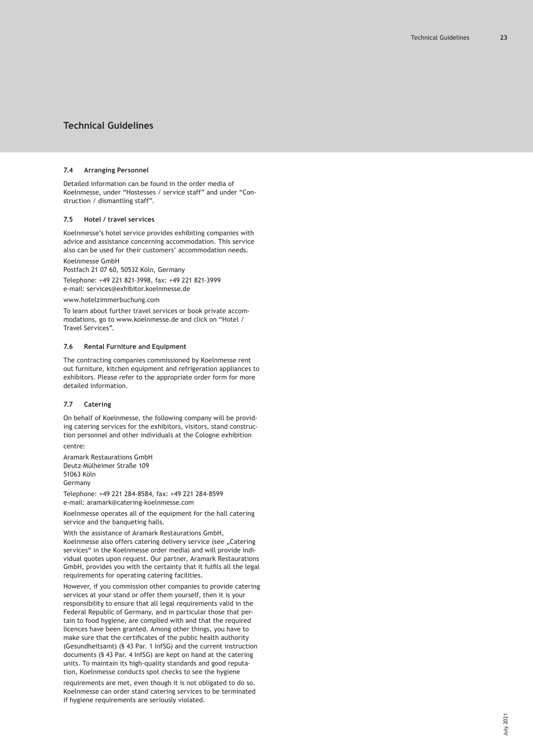# Technical Guidelines

### 7.4 Arranging Personnel

Detailed information can be found in the order media of Koelnmesse, under "Hostesses / service staff" and under "Construction / dismantling staff".

### 7.5 Hotel / travel services

Koelnmesse's hotel service provides exhibiting companies with advice and assistance concerning accommodation. This service also can be used for their customers' accommodation needs.

Koelnmesse GmbH
Postfach 21 07 60, 50532 Köln, Germany

Telephone: +49 221 821-3998, fax: +49 221 821-3999
e-mail: services@exhibitor.koelnmesse.de

www.hotelzimmerbuchung.com

To learn about further travel services or book private accommodations, go to www.koelnmesse.de and click on "Hotel / Travel Services".

### 7.6 Rental Furniture and Equipment

The contracting companies commissioned by Koelnmesse rent out furniture, kitchen equipment and refrigeration appliances to exhibitors. Please refer to the appropriate order form for more detailed information.

### 7.7 Catering

On behalf of Koelnmesse, the following company will be providing catering services for the exhibitors, visitors, stand construction personnel and other individuals at the Cologne exhibition centre:

Aramark Restaurations GmbH
Deutz-Mülheimer Straße 109
51063 Köln
Germany

Telephone: +49 221 284-8584, fax: +49 221 284-8599
e-mail: aramark@catering-koelnmesse.com

Koelnmesse operates all of the equipment for the hall catering service and the banqueting halls.

With the assistance of Aramark Restaurations GmbH, Koelnmesse also offers catering delivery service (see „Catering services" in the Koelnmesse order media) and will provide individual quotes upon request. Our partner, Aramark Restaurations GmbH, provides you with the certainty that it fulfils all the legal requirements for operating catering facilities.

However, if you commission other companies to provide catering services at your stand or offer them yourself, then it is your responsibility to ensure that all legal requirements valid in the Federal Republic of Germany, and in particular those that pertain to food hygiene, are complied with and that the required licences have been granted. Among other things, you have to make sure that the certificates of the public health authority (Gesundheitsamt) (§ 43 Par. 1 InfSG) and the current instruction documents (§ 43 Par. 4 InfSG) are kept on hand at the catering units. To maintain its high-quality standards and good reputation, Koelnmesse conducts spot checks to see the hygiene requirements are met, even though it is not obligated to do so. Koelnmesse can order stand catering services to be terminated if hygiene requirements are seriously violated.